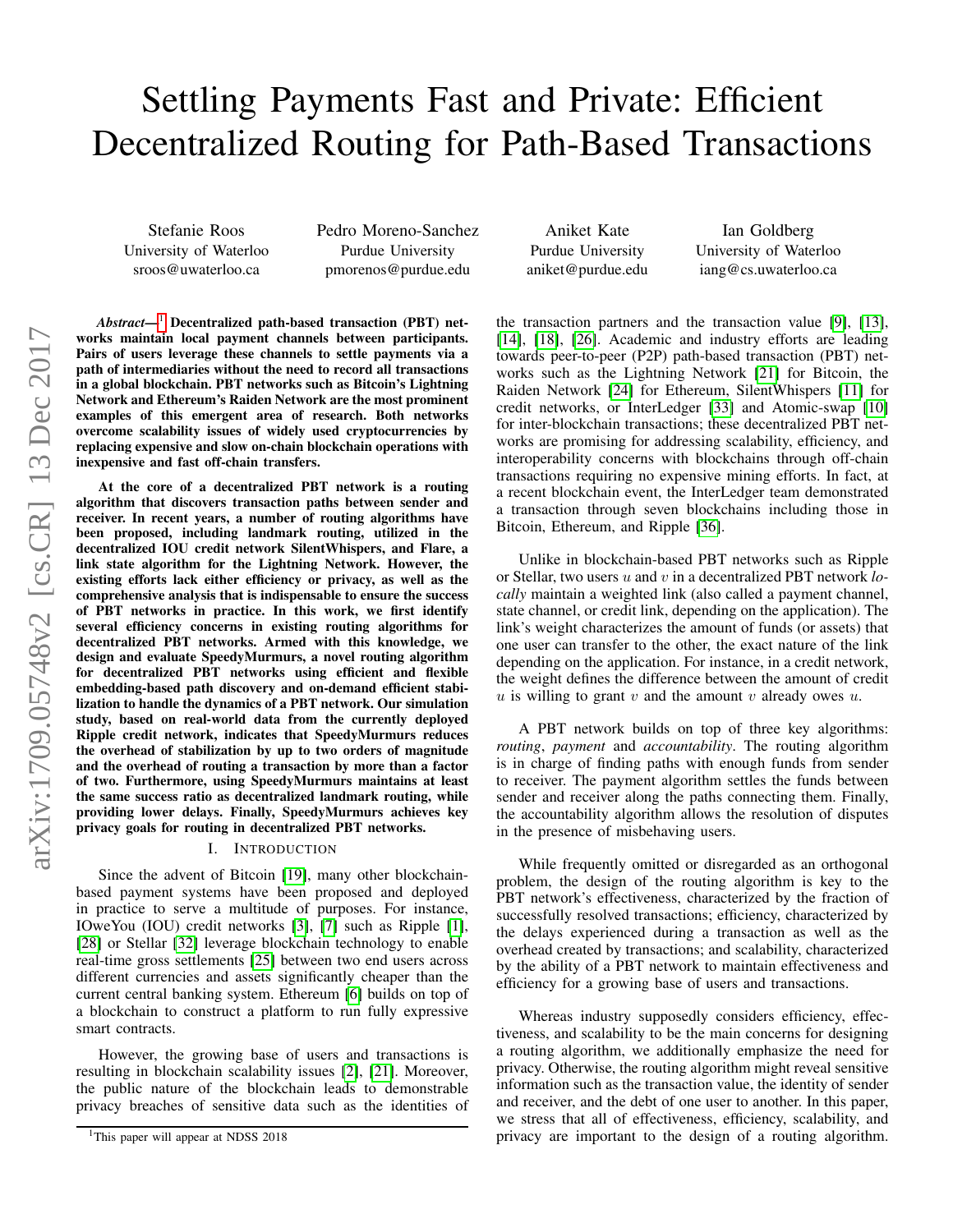# Settling Payments Fast and Private: Efficient Decentralized Routing for Path-Based Transactions

Stefanie Roos
University of Waterloo
sroos@uwaterloo.ca

Pedro Moreno-Sanchez
Purdue University
pmorenos@purdue.edu

Aniket Kate
Purdue University
aniket@purdue.edu

Ian Goldberg
University of Waterloo
iang@cs.uwaterloo.ca

***Abstract*—[1] Decentralized path-based transaction (PBT) networks maintain local payment channels between participants. Pairs of users leverage these channels to settle payments via a path of intermediaries without the need to record all transactions in a global blockchain. PBT networks such as Bitcoin's Lightning Network and Ethereum's Raiden Network are the most prominent examples of this emergent area of research. Both networks overcome scalability issues of widely used cryptocurrencies by replacing expensive and slow on-chain blockchain operations with inexpensive and fast off-chain transfers.**

**At the core of a decentralized PBT network is a routing algorithm that discovers transaction paths between sender and receiver. In recent years, a number of routing algorithms have been proposed, including landmark routing, utilized in the decentralized IOU credit network SilentWhispers, and Flare, a link state algorithm for the Lightning Network. However, the existing efforts lack either efficiency or privacy, as well as the comprehensive analysis that is indispensable to ensure the success of PBT networks in practice. In this work, we first identify several efficiency concerns in existing routing algorithms for decentralized PBT networks. Armed with this knowledge, we design and evaluate SpeedyMurmurs, a novel routing algorithm for decentralized PBT networks using efficient and flexible embedding-based path discovery and on-demand efficient stabilization to handle the dynamics of a PBT network. Our simulation study, based on real-world data from the currently deployed Ripple credit network, indicates that SpeedyMurmurs reduces the overhead of stabilization by up to two orders of magnitude and the overhead of routing a transaction by more than a factor of two. Furthermore, using SpeedyMurmurs maintains at least the same success ratio as decentralized landmark routing, while providing lower delays. Finally, SpeedyMurmurs achieves key privacy goals for routing in decentralized PBT networks.**

## I. Introduction

Since the advent of Bitcoin [19], many other blockchain-based payment systems have been proposed and deployed in practice to serve a multitude of purposes. For instance, IOweYou (IOU) credit networks [3], [7] such as Ripple [1], [28] or Stellar [32] leverage blockchain technology to enable real-time gross settlements [25] between two end users across different currencies and assets significantly cheaper than the current central banking system. Ethereum [6] builds on top of a blockchain to construct a platform to run fully expressive smart contracts.

However, the growing base of users and transactions is resulting in blockchain scalability issues [2], [21]. Moreover, the public nature of the blockchain leads to demonstrable privacy breaches of sensitive data such as the identities of the transaction partners and the transaction value [9], [13], [14], [18], [26]. Academic and industry efforts are leading towards peer-to-peer (P2P) path-based transaction (PBT) networks such as the Lightning Network [21] for Bitcoin, the Raiden Network [24] for Ethereum, SilentWhispers [11] for credit networks, or InterLedger [33] and Atomic-swap [10] for inter-blockchain transactions; these decentralized PBT networks are promising for addressing scalability, efficiency, and interoperability concerns with blockchains through off-chain transactions requiring no expensive mining efforts. In fact, at a recent blockchain event, the InterLedger team demonstrated a transaction through seven blockchains including those in Bitcoin, Ethereum, and Ripple [36].

Unlike in blockchain-based PBT networks such as Ripple or Stellar, two users $u$ and $v$ in a decentralized PBT network *locally* maintain a weighted link (also called a payment channel, state channel, or credit link, depending on the application). The link's weight characterizes the amount of funds (or assets) that one user can transfer to the other, the exact nature of the link depending on the application. For instance, in a credit network, the weight defines the difference between the amount of credit $u$ is willing to grant $v$ and the amount $v$ already owes $u$.

A PBT network builds on top of three key algorithms: *routing*, *payment* and *accountability*. The routing algorithm is in charge of finding paths with enough funds from sender to receiver. The payment algorithm settles the funds between sender and receiver along the paths connecting them. Finally, the accountability algorithm allows the resolution of disputes in the presence of misbehaving users.

While frequently omitted or disregarded as an orthogonal problem, the design of the routing algorithm is key to the PBT network's effectiveness, characterized by the fraction of successfully resolved transactions; efficiency, characterized by the delays experienced during a transaction as well as the overhead created by transactions; and scalability, characterized by the ability of a PBT network to maintain effectiveness and efficiency for a growing base of users and transactions.

Whereas industry supposedly considers efficiency, effectiveness, and scalability to be the main concerns for designing a routing algorithm, we additionally emphasize the need for privacy. Otherwise, the routing algorithm might reveal sensitive information such as the transaction value, the identity of sender and receiver, and the debt of one user to another. In this paper, we stress that all of effectiveness, efficiency, scalability, and privacy are important to the design of a routing algorithm.

[1] This paper will appear at NDSS 2018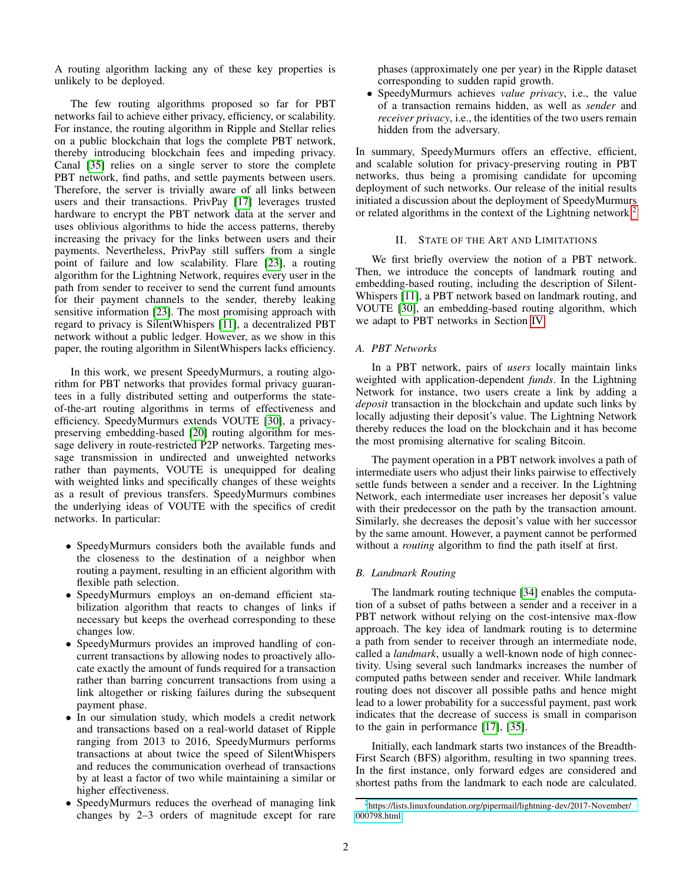A routing algorithm lacking any of these key properties is unlikely to be deployed.

The few routing algorithms proposed so far for PBT networks fail to achieve either privacy, efficiency, or scalability. For instance, the routing algorithm in Ripple and Stellar relies on a public blockchain that logs the complete PBT network, thereby introducing blockchain fees and impeding privacy. Canal [35] relies on a single server to store the complete PBT network, find paths, and settle payments between users. Therefore, the server is trivially aware of all links between users and their transactions. PrivPay [17] leverages trusted hardware to encrypt the PBT network data at the server and uses oblivious algorithms to hide the access patterns, thereby increasing the privacy for the links between users and their payments. Nevertheless, PrivPay still suffers from a single point of failure and low scalability. Flare [23], a routing algorithm for the Lightning Network, requires every user in the path from sender to receiver to send the current fund amounts for their payment channels to the sender, thereby leaking sensitive information [23]. The most promising approach with regard to privacy is SilentWhispers [11], a decentralized PBT network without a public ledger. However, as we show in this paper, the routing algorithm in SilentWhispers lacks efficiency.

In this work, we present SpeedyMurmurs, a routing algorithm for PBT networks that provides formal privacy guarantees in a fully distributed setting and outperforms the state-of-the-art routing algorithms in terms of effectiveness and efficiency. SpeedyMurmurs extends VOUTE [30], a privacy-preserving embedding-based [20] routing algorithm for message delivery in route-restricted P2P networks. Targeting message transmission in undirected and unweighted networks rather than payments, VOUTE is unequipped for dealing with weighted links and specifically changes of these weights as a result of previous transfers. SpeedyMurmurs combines the underlying ideas of VOUTE with the specifics of credit networks. In particular:

- SpeedyMurmurs considers both the available funds and the closeness to the destination of a neighbor when routing a payment, resulting in an efficient algorithm with flexible path selection.
- SpeedyMurmurs employs an on-demand efficient stabilization algorithm that reacts to changes of links if necessary but keeps the overhead corresponding to these changes low.
- SpeedyMurmurs provides an improved handling of concurrent transactions by allowing nodes to proactively allocate exactly the amount of funds required for a transaction rather than barring concurrent transactions from using a link altogether or risking failures during the subsequent payment phase.
- In our simulation study, which models a credit network and transactions based on a real-world dataset of Ripple ranging from 2013 to 2016, SpeedyMurmurs performs transactions at about twice the speed of SilentWhispers and reduces the communication overhead of transactions by at least a factor of two while maintaining a similar or higher effectiveness.
- SpeedyMurmurs reduces the overhead of managing link changes by 2–3 orders of magnitude except for rare phases (approximately one per year) in the Ripple dataset corresponding to sudden rapid growth.
- SpeedyMurmurs achieves *value privacy*, i.e., the value of a transaction remains hidden, as well as *sender* and *receiver privacy*, i.e., the identities of the two users remain hidden from the adversary.

In summary, SpeedyMurmurs offers an effective, efficient, and scalable solution for privacy-preserving routing in PBT networks, thus being a promising candidate for upcoming deployment of such networks. Our release of the initial results initiated a discussion about the deployment of SpeedyMurmurs or related algorithms in the context of the Lightning network.[2]

## II. State of the Art and Limitations

We first briefly overview the notion of a PBT network. Then, we introduce the concepts of landmark routing and embedding-based routing, including the description of SilentWhispers [11], a PBT network based on landmark routing, and VOUTE [30], an embedding-based routing algorithm, which we adapt to PBT networks in Section IV.

### A. PBT Networks

In a PBT network, pairs of *users* locally maintain links weighted with application-dependent *funds*. In the Lightning Network for instance, two users create a link by adding a *deposit* transaction in the blockchain and update such links by locally adjusting their deposit's value. The Lightning Network thereby reduces the load on the blockchain and it has become the most promising alternative for scaling Bitcoin.

The payment operation in a PBT network involves a path of intermediate users who adjust their links pairwise to effectively settle funds between a sender and a receiver. In the Lightning Network, each intermediate user increases her deposit's value with their predecessor on the path by the transaction amount. Similarly, she decreases the deposit's value with her successor by the same amount. However, a payment cannot be performed without a *routing* algorithm to find the path itself at first.

### B. Landmark Routing

The landmark routing technique [34] enables the computation of a subset of paths between a sender and a receiver in a PBT network without relying on the cost-intensive max-flow approach. The key idea of landmark routing is to determine a path from sender to receiver through an intermediate node, called a *landmark*, usually a well-known node of high connectivity. Using several such landmarks increases the number of computed paths between sender and receiver. While landmark routing does not discover all possible paths and hence might lead to a lower probability for a successful payment, past work indicates that the decrease of success is small in comparison to the gain in performance [17], [35].

Initially, each landmark starts two instances of the Breadth-First Search (BFS) algorithm, resulting in two spanning trees. In the first instance, only forward edges are considered and shortest paths from the landmark to each node are calculated.

[2] https://lists.linuxfoundation.org/pipermail/lightning-dev/2017-November/000798.html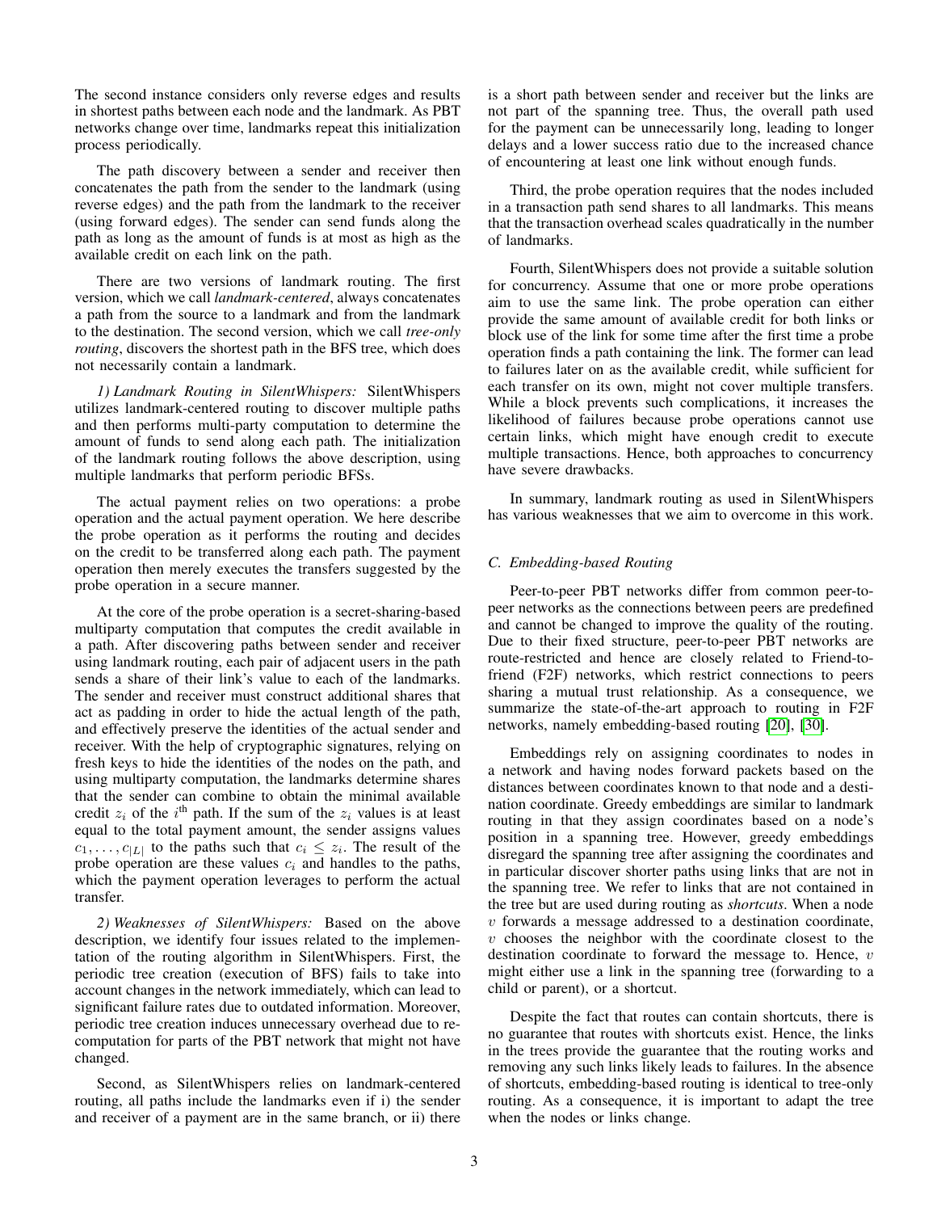The second instance considers only reverse edges and results in shortest paths between each node and the landmark. As PBT networks change over time, landmarks repeat this initialization process periodically.

The path discovery between a sender and receiver then concatenates the path from the sender to the landmark (using reverse edges) and the path from the landmark to the receiver (using forward edges). The sender can send funds along the path as long as the amount of funds is at most as high as the available credit on each link on the path.

There are two versions of landmark routing. The first version, which we call *landmark-centered*, always concatenates a path from the source to a landmark and from the landmark to the destination. The second version, which we call *tree-only routing*, discovers the shortest path in the BFS tree, which does not necessarily contain a landmark.

*1) Landmark Routing in SilentWhispers:* SilentWhispers utilizes landmark-centered routing to discover multiple paths and then performs multi-party computation to determine the amount of funds to send along each path. The initialization of the landmark routing follows the above description, using multiple landmarks that perform periodic BFSs.

The actual payment relies on two operations: a probe operation and the actual payment operation. We here describe the probe operation as it performs the routing and decides on the credit to be transferred along each path. The payment operation then merely executes the transfers suggested by the probe operation in a secure manner.

At the core of the probe operation is a secret-sharing-based multiparty computation that computes the credit available in a path. After discovering paths between sender and receiver using landmark routing, each pair of adjacent users in the path sends a share of their link's value to each of the landmarks. The sender and receiver must construct additional shares that act as padding in order to hide the actual length of the path, and effectively preserve the identities of the actual sender and receiver. With the help of cryptographic signatures, relying on fresh keys to hide the identities of the nodes on the path, and using multiparty computation, the landmarks determine shares that the sender can combine to obtain the minimal available credit $z_i$ of the $i^{\text{th}}$ path. If the sum of the $z_i$ values is at least equal to the total payment amount, the sender assigns values $c_1, \ldots, c_{|L|}$ to the paths such that $c_i \leq z_i$. The result of the probe operation are these values $c_i$ and handles to the paths, which the payment operation leverages to perform the actual transfer.

*2) Weaknesses of SilentWhispers:* Based on the above description, we identify four issues related to the implementation of the routing algorithm in SilentWhispers. First, the periodic tree creation (execution of BFS) fails to take into account changes in the network immediately, which can lead to significant failure rates due to outdated information. Moreover, periodic tree creation induces unnecessary overhead due to recomputation for parts of the PBT network that might not have changed.

Second, as SilentWhispers relies on landmark-centered routing, all paths include the landmarks even if i) the sender and receiver of a payment are in the same branch, or ii) there is a short path between sender and receiver but the links are not part of the spanning tree. Thus, the overall path used for the payment can be unnecessarily long, leading to longer delays and a lower success ratio due to the increased chance of encountering at least one link without enough funds.

Third, the probe operation requires that the nodes included in a transaction path send shares to all landmarks. This means that the transaction overhead scales quadratically in the number of landmarks.

Fourth, SilentWhispers does not provide a suitable solution for concurrency. Assume that one or more probe operations aim to use the same link. The probe operation can either provide the same amount of available credit for both links or block use of the link for some time after the first time a probe operation finds a path containing the link. The former can lead to failures later on as the available credit, while sufficient for each transfer on its own, might not cover multiple transfers. While a block prevents such complications, it increases the likelihood of failures because probe operations cannot use certain links, which might have enough credit to execute multiple transactions. Hence, both approaches to concurrency have severe drawbacks.

In summary, landmark routing as used in SilentWhispers has various weaknesses that we aim to overcome in this work.

### C. Embedding-based Routing

Peer-to-peer PBT networks differ from common peer-to-peer networks as the connections between peers are predefined and cannot be changed to improve the quality of the routing. Due to their fixed structure, peer-to-peer PBT networks are route-restricted and hence are closely related to Friend-to-friend (F2F) networks, which restrict connections to peers sharing a mutual trust relationship. As a consequence, we summarize the state-of-the-art approach to routing in F2F networks, namely embedding-based routing [20], [30].

Embeddings rely on assigning coordinates to nodes in a network and having nodes forward packets based on the distances between coordinates known to that node and a destination coordinate. Greedy embeddings are similar to landmark routing in that they assign coordinates based on a node's position in a spanning tree. However, greedy embeddings disregard the spanning tree after assigning the coordinates and in particular discover shorter paths using links that are not in the spanning tree. We refer to links that are not contained in the tree but are used during routing as *shortcuts*. When a node $v$ forwards a message addressed to a destination coordinate, $v$ chooses the neighbor with the coordinate closest to the destination coordinate to forward the message to. Hence, $v$ might either use a link in the spanning tree (forwarding to a child or parent), or a shortcut.

Despite the fact that routes can contain shortcuts, there is no guarantee that routes with shortcuts exist. Hence, the links in the trees provide the guarantee that the routing works and removing any such links likely leads to failures. In the absence of shortcuts, embedding-based routing is identical to tree-only routing. As a consequence, it is important to adapt the tree when the nodes or links change.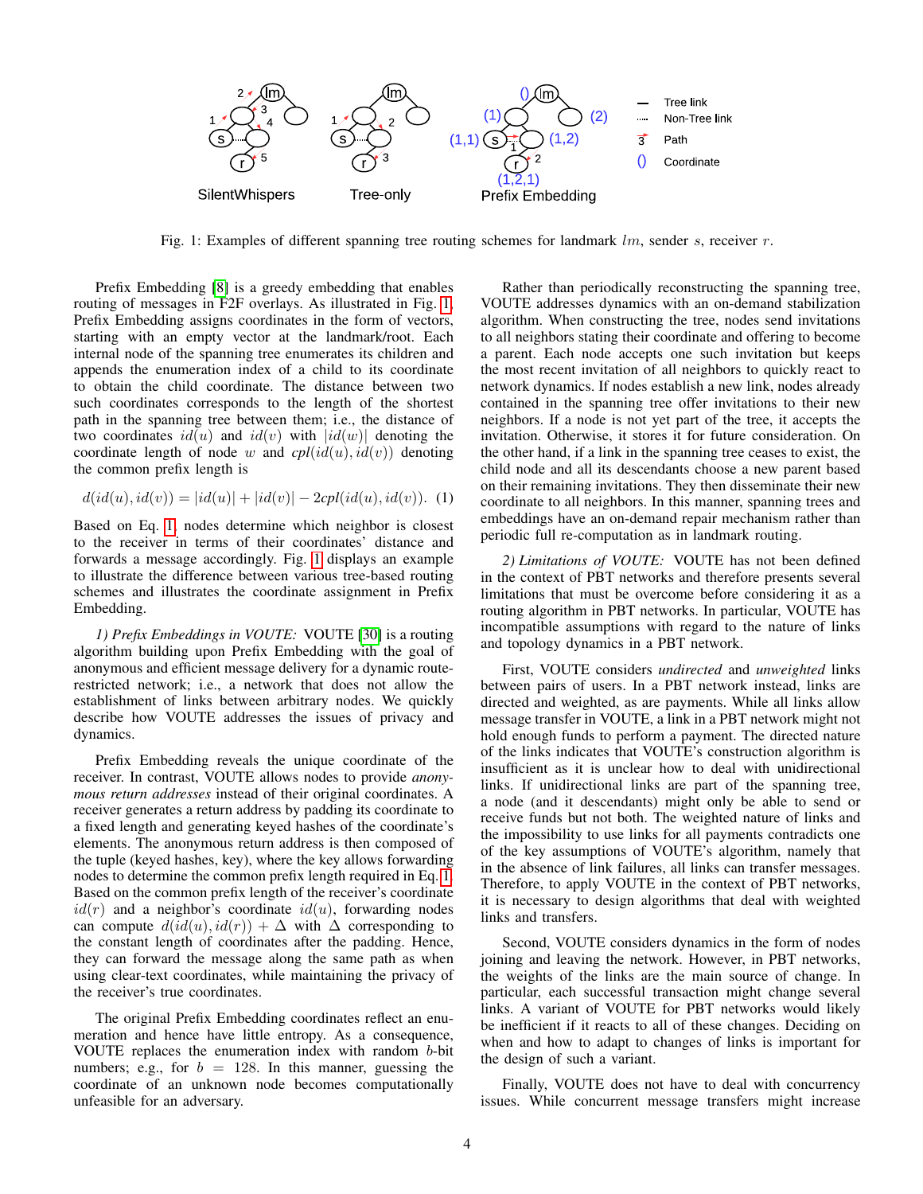Fig. 1: Examples of different spanning tree routing schemes for landmark $lm$, sender $s$, receiver $r$.

Prefix Embedding [8] is a greedy embedding that enables routing of messages in F2F overlays. As illustrated in Fig. 1, Prefix Embedding assigns coordinates in the form of vectors, starting with an empty vector at the landmark/root. Each internal node of the spanning tree enumerates its children and appends the enumeration index of a child to its coordinate to obtain the child coordinate. The distance between two such coordinates corresponds to the length of the shortest path in the spanning tree between them; i.e., the distance of two coordinates $id(u)$ and $id(v)$ with $|id(w)|$ denoting the coordinate length of node $w$ and $cpl(id(u), id(v))$ denoting the common prefix length is

$$d(id(u), id(v)) = |id(u)| + |id(v)| - 2cpl(id(u), id(v)). \quad (1)$$

Based on Eq. 1, nodes determine which neighbor is closest to the receiver in terms of their coordinates' distance and forwards a message accordingly. Fig. 1 displays an example to illustrate the difference between various tree-based routing schemes and illustrates the coordinate assignment in Prefix Embedding.

*1) Prefix Embeddings in VOUTE:* VOUTE [30] is a routing algorithm building upon Prefix Embedding with the goal of anonymous and efficient message delivery for a dynamic route-restricted network; i.e., a network that does not allow the establishment of links between arbitrary nodes. We quickly describe how VOUTE addresses the issues of privacy and dynamics.

Prefix Embedding reveals the unique coordinate of the receiver. In contrast, VOUTE allows nodes to provide *anonymous return addresses* instead of their original coordinates. A receiver generates a return address by padding its coordinate to a fixed length and generating keyed hashes of the coordinate's elements. The anonymous return address is then composed of the tuple (keyed hashes, key), where the key allows forwarding nodes to determine the common prefix length required in Eq. 1. Based on the common prefix length of the receiver's coordinate $id(r)$ and a neighbor's coordinate $id(u)$, forwarding nodes can compute $d(id(u), id(r)) + \Delta$ with $\Delta$ corresponding to the constant length of coordinates after the padding. Hence, they can forward the message along the same path as when using clear-text coordinates, while maintaining the privacy of the receiver's true coordinates.

The original Prefix Embedding coordinates reflect an enumeration and hence have little entropy. As a consequence, VOUTE replaces the enumeration index with random $b$-bit numbers; e.g., for $b = 128$. In this manner, guessing the coordinate of an unknown node becomes computationally unfeasible for an adversary.

Rather than periodically reconstructing the spanning tree, VOUTE addresses dynamics with an on-demand stabilization algorithm. When constructing the tree, nodes send invitations to all neighbors stating their coordinate and offering to become a parent. Each node accepts one such invitation but keeps the most recent invitation of all neighbors to quickly react to network dynamics. If nodes establish a new link, nodes already contained in the spanning tree offer invitations to their new neighbors. If a node is not yet part of the tree, it accepts the invitation. Otherwise, it stores it for future consideration. On the other hand, if a link in the spanning tree ceases to exist, the child node and all its descendants choose a new parent based on their remaining invitations. They then disseminate their new coordinate to all neighbors. In this manner, spanning trees and embeddings have an on-demand repair mechanism rather than periodic full re-computation as in landmark routing.

*2) Limitations of VOUTE:* VOUTE has not been defined in the context of PBT networks and therefore presents several limitations that must be overcome before considering it as a routing algorithm in PBT networks. In particular, VOUTE has incompatible assumptions with regard to the nature of links and topology dynamics in a PBT network.

First, VOUTE considers *undirected* and *unweighted* links between pairs of users. In a PBT network instead, links are directed and weighted, as are payments. While all links allow message transfer in VOUTE, a link in a PBT network might not hold enough funds to perform a payment. The directed nature of the links indicates that VOUTE's construction algorithm is insufficient as it is unclear how to deal with unidirectional links. If unidirectional links are part of the spanning tree, a node (and it descendants) might only be able to send or receive funds but not both. The weighted nature of links and the impossibility to use links for all payments contradicts one of the key assumptions of VOUTE's algorithm, namely that in the absence of link failures, all links can transfer messages. Therefore, to apply VOUTE in the context of PBT networks, it is necessary to design algorithms that deal with weighted links and transfers.

Second, VOUTE considers dynamics in the form of nodes joining and leaving the network. However, in PBT networks, the weights of the links are the main source of change. In particular, each successful transaction might change several links. A variant of VOUTE for PBT networks would likely be inefficient if it reacts to all of these changes. Deciding on when and how to adapt to changes of links is important for the design of such a variant.

Finally, VOUTE does not have to deal with concurrency issues. While concurrent message transfers might increase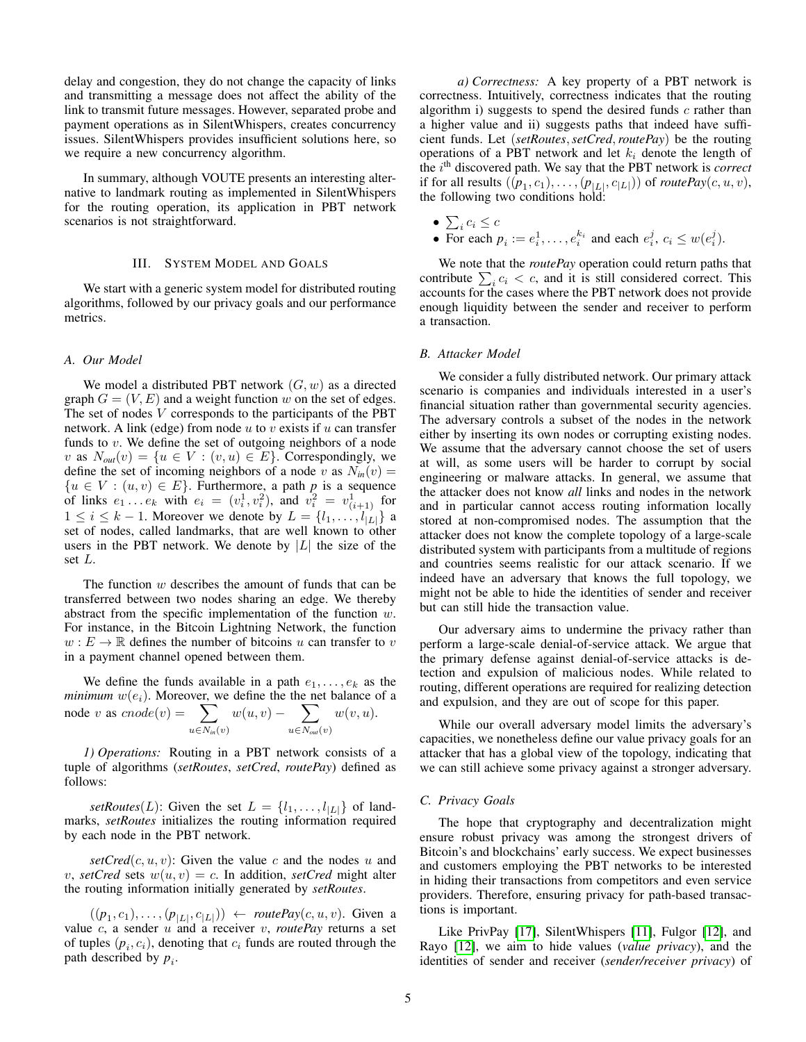delay and congestion, they do not change the capacity of links and transmitting a message does not affect the ability of the link to transmit future messages. However, separated probe and payment operations as in SilentWhispers, creates concurrency issues. SilentWhispers provides insufficient solutions here, so we require a new concurrency algorithm.

In summary, although VOUTE presents an interesting alternative to landmark routing as implemented in SilentWhispers for the routing operation, its application in PBT network scenarios is not straightforward.

## III. System Model and Goals

We start with a generic system model for distributed routing algorithms, followed by our privacy goals and our performance metrics.

### A. Our Model

We model a distributed PBT network $(G, w)$ as a directed graph $G = (V, E)$ and a weight function $w$ on the set of edges. The set of nodes $V$ corresponds to the participants of the PBT network. A link (edge) from node $u$ to $v$ exists if $u$ can transfer funds to $v$. We define the set of outgoing neighbors of a node $v$ as $N_{out}(v) = \{u \in V : (v, u) \in E\}$. Correspondingly, we define the set of incoming neighbors of a node $v$ as $N_{in}(v) = \{u \in V : (u, v) \in E\}$. Furthermore, a path $p$ is a sequence of links $e_1 \dots e_k$ with $e_i = (v_i^1, v_i^2)$, and $v_i^2 = v_{(i+1)}^1$ for $1 \leq i \leq k-1$. Moreover we denote by $L = \{l_1, \dots, l_{|L|}\}$ a set of nodes, called landmarks, that are well known to other users in the PBT network. We denote by $|L|$ the size of the set $L$.

The function $w$ describes the amount of funds that can be transferred between two nodes sharing an edge. We thereby abstract from the specific implementation of the function $w$. For instance, in the Bitcoin Lightning Network, the function $w : E \to \mathbb{R}$ defines the number of bitcoins $u$ can transfer to $v$ in a payment channel opened between them.

We define the funds available in a path $e_1, \dots, e_k$ as the *minimum* $w(e_i)$. Moreover, we define the the net balance of a node $v$ as $cnode(v) = \sum_{u \in N_{in}(v)} w(u, v) - \sum_{u \in N_{out}(v)} w(v, u)$.

*1) Operations:* Routing in a PBT network consists of a tuple of algorithms (*setRoutes*, *setCred*, *routePay*) defined as follows:

*setRoutes*$(L)$: Given the set $L = \{l_1, \dots, l_{|L|}\}$ of landmarks, *setRoutes* initializes the routing information required by each node in the PBT network.

*setCred*$(c, u, v)$: Given the value $c$ and the nodes $u$ and $v$, *setCred* sets $w(u, v) = c$. In addition, *setCred* might alter the routing information initially generated by *setRoutes*.

$((p_1, c_1), \dots, (p_{|L|}, c_{|L|})) \leftarrow$ *routePay*$(c, u, v)$. Given a value $c$, a sender $u$ and a receiver $v$, *routePay* returns a set of tuples $(p_i, c_i)$, denoting that $c_i$ funds are routed through the path described by $p_i$.

*a) Correctness:* A key property of a PBT network is correctness. Intuitively, correctness indicates that the routing algorithm i) suggests to spend the desired funds $c$ rather than a higher value and ii) suggests paths that indeed have sufficient funds. Let (*setRoutes*, *setCred*, *routePay*) be the routing operations of a PBT network and let $k_i$ denote the length of the $i^{\text{th}}$ discovered path. We say that the PBT network is *correct* if for all results $((p_1, c_1), \dots, (p_{|L|}, c_{|L|}))$ of *routePay*$(c, u, v)$, the following two conditions hold:

- $\sum_i c_i \leq c$
- For each $p_i := e_i^1, \dots, e_i^{k_i}$ and each $e_i^j$, $c_i \leq w(e_i^j)$.

We note that the *routePay* operation could return paths that contribute $\sum_i c_i < c$, and it is still considered correct. This accounts for the cases where the PBT network does not provide enough liquidity between the sender and receiver to perform a transaction.

### B. Attacker Model

We consider a fully distributed network. Our primary attack scenario is companies and individuals interested in a user's financial situation rather than governmental security agencies. The adversary controls a subset of the nodes in the network either by inserting its own nodes or corrupting existing nodes. We assume that the adversary cannot choose the set of users at will, as some users will be harder to corrupt by social engineering or malware attacks. In general, we assume that the attacker does not know *all* links and nodes in the network and in particular cannot access routing information locally stored at non-compromised nodes. The assumption that the attacker does not know the complete topology of a large-scale distributed system with participants from a multitude of regions and countries seems realistic for our attack scenario. If we indeed have an adversary that knows the full topology, we might not be able to hide the identities of sender and receiver but can still hide the transaction value.

Our adversary aims to undermine the privacy rather than perform a large-scale denial-of-service attack. We argue that the primary defense against denial-of-service attacks is detection and expulsion of malicious nodes. While related to routing, different operations are required for realizing detection and expulsion, and they are out of scope for this paper.

While our overall adversary model limits the adversary's capacities, we nonetheless define our value privacy goals for an attacker that has a global view of the topology, indicating that we can still achieve some privacy against a stronger adversary.

### C. Privacy Goals

The hope that cryptography and decentralization might ensure robust privacy was among the strongest drivers of Bitcoin's and blockchains' early success. We expect businesses and customers employing the PBT networks to be interested in hiding their transactions from competitors and even service providers. Therefore, ensuring privacy for path-based transactions is important.

Like PrivPay [17], SilentWhispers [11], Fulgor [12], and Rayo [12], we aim to hide values (*value privacy*), and the identities of sender and receiver (*sender/receiver privacy*) of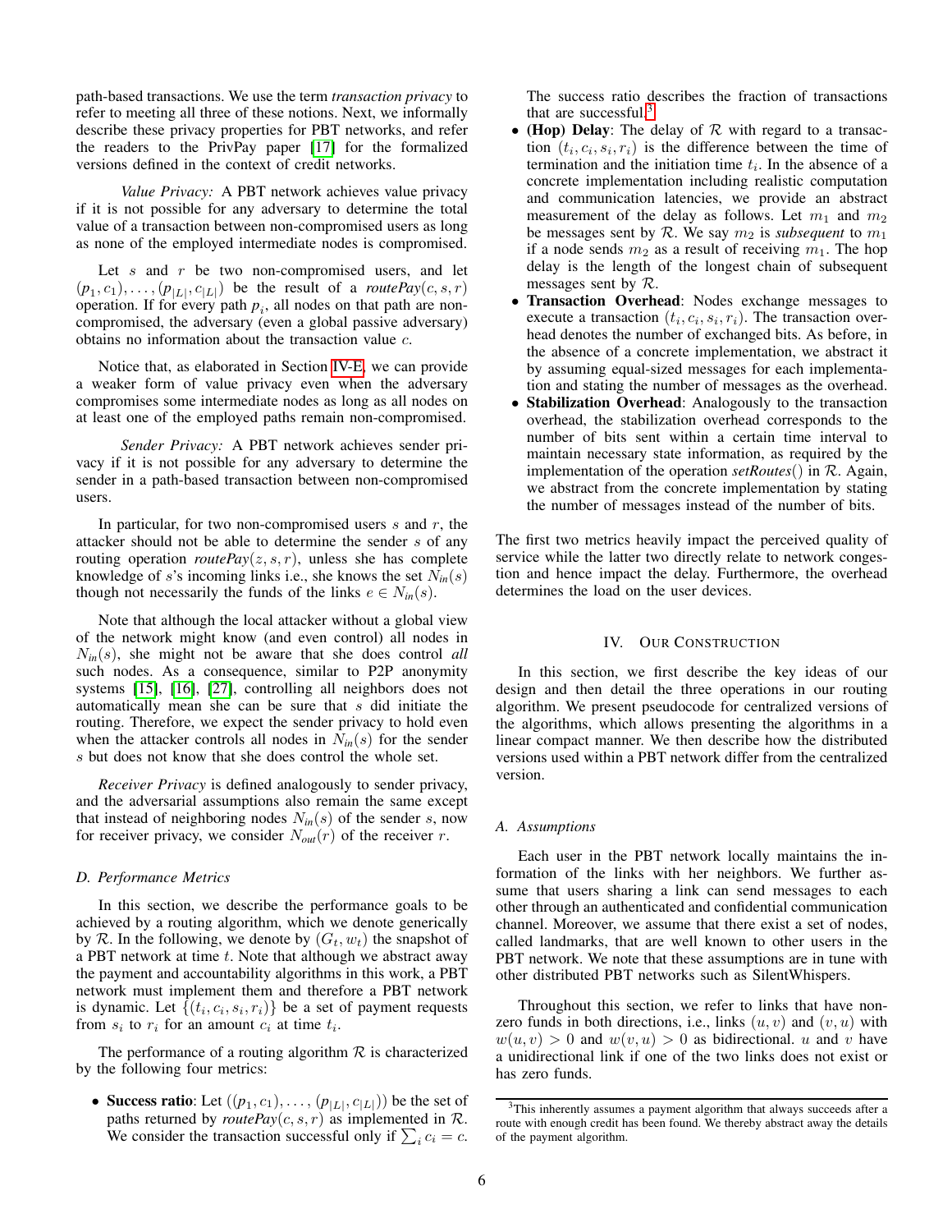path-based transactions. We use the term *transaction privacy* to refer to meeting all three of these notions. Next, we informally describe these privacy properties for PBT networks, and refer the readers to the PrivPay paper [17] for the formalized versions defined in the context of credit networks.

*Value Privacy:* A PBT network achieves value privacy if it is not possible for any adversary to determine the total value of a transaction between non-compromised users as long as none of the employed intermediate nodes is compromised.

Let $s$ and $r$ be two non-compromised users, and let $(p_1, c_1), \ldots, (p_{|L|}, c_{|L|})$ be the result of a *routePay*$(c, s, r)$ operation. If for every path $p_i$, all nodes on that path are non-compromised, the adversary (even a global passive adversary) obtains no information about the transaction value $c$.

Notice that, as elaborated in Section IV-E, we can provide a weaker form of value privacy even when the adversary compromises some intermediate nodes as long as all nodes on at least one of the employed paths remain non-compromised.

*Sender Privacy:* A PBT network achieves sender privacy if it is not possible for any adversary to determine the sender in a path-based transaction between non-compromised users.

In particular, for two non-compromised users $s$ and $r$, the attacker should not be able to determine the sender $s$ of any routing operation *routePay*$(z, s, r)$, unless she has complete knowledge of $s$'s incoming links i.e., she knows the set $N_{in}(s)$ though not necessarily the funds of the links $e \in N_{in}(s)$.

Note that although the local attacker without a global view of the network might know (and even control) all nodes in $N_{in}(s)$, she might not be aware that she does control *all* such nodes. As a consequence, similar to P2P anonymity systems [15], [16], [27], controlling all neighbors does not automatically mean she can be sure that $s$ did initiate the routing. Therefore, we expect the sender privacy to hold even when the attacker controls all nodes in $N_{in}(s)$ for the sender $s$ but does not know that she does control the whole set.

*Receiver Privacy* is defined analogously to sender privacy, and the adversarial assumptions also remain the same except that instead of neighboring nodes $N_{in}(s)$ of the sender $s$, now for receiver privacy, we consider $N_{out}(r)$ of the receiver $r$.

### D. Performance Metrics

In this section, we describe the performance goals to be achieved by a routing algorithm, which we denote generically by $\mathcal{R}$. In the following, we denote by $(G_t, w_t)$ the snapshot of a PBT network at time $t$. Note that although we abstract away the payment and accountability algorithms in this work, a PBT network must implement them and therefore a PBT network is dynamic. Let $\{(t_i, c_i, s_i, r_i)\}$ be a set of payment requests from $s_i$ to $r_i$ for an amount $c_i$ at time $t_i$.

The performance of a routing algorithm $\mathcal{R}$ is characterized by the following four metrics:

- **Success ratio**: Let $((p_1, c_1), \ldots, (p_{|L|}, c_{|L|}))$ be the set of paths returned by *routePay*$(c, s, r)$ as implemented in $\mathcal{R}$. We consider the transaction successful only if $\sum_i c_i = c$. The success ratio describes the fraction of transactions that are successful.[3]
- **(Hop) Delay**: The delay of $\mathcal{R}$ with regard to a transaction $(t_i, c_i, s_i, r_i)$ is the difference between the time of termination and the initiation time $t_i$. In the absence of a concrete implementation including realistic computation and communication latencies, we provide an abstract measurement of the delay as follows. Let $m_1$ and $m_2$ be messages sent by $\mathcal{R}$. We say $m_2$ is *subsequent* to $m_1$ if a node sends $m_2$ as a result of receiving $m_1$. The hop delay is the length of the longest chain of subsequent messages sent by $\mathcal{R}$.
- **Transaction Overhead**: Nodes exchange messages to execute a transaction $(t_i, c_i, s_i, r_i)$. The transaction overhead denotes the number of exchanged bits. As before, in the absence of a concrete implementation, we abstract it by assuming equal-sized messages for each implementation and stating the number of messages as the overhead.
- **Stabilization Overhead**: Analogously to the transaction overhead, the stabilization overhead corresponds to the number of bits sent within a certain time interval to maintain necessary state information, as required by the implementation of the operation *setRoutes*() in $\mathcal{R}$. Again, we abstract from the concrete implementation by stating the number of messages instead of the number of bits.

The first two metrics heavily impact the perceived quality of service while the latter two directly relate to network congestion and hence impact the delay. Furthermore, the overhead determines the load on the user devices.

## IV. Our Construction

In this section, we first describe the key ideas of our design and then detail the three operations in our routing algorithm. We present pseudocode for centralized versions of the algorithms, which allows presenting the algorithms in a linear compact manner. We then describe how the distributed versions used within a PBT network differ from the centralized version.

### A. Assumptions

Each user in the PBT network locally maintains the information of the links with her neighbors. We further assume that users sharing a link can send messages to each other through an authenticated and confidential communication channel. Moreover, we assume that there exist a set of nodes, called landmarks, that are well known to other users in the PBT network. We note that these assumptions are in tune with other distributed PBT networks such as SilentWhispers.

Throughout this section, we refer to links that have non-zero funds in both directions, i.e., links $(u, v)$ and $(v, u)$ with $w(u, v) > 0$ and $w(v, u) > 0$ as bidirectional. $u$ and $v$ have a unidirectional link if one of the two links does not exist or has zero funds.

[3] This inherently assumes a payment algorithm that always succeeds after a route with enough credit has been found. We thereby abstract away the details of the payment algorithm.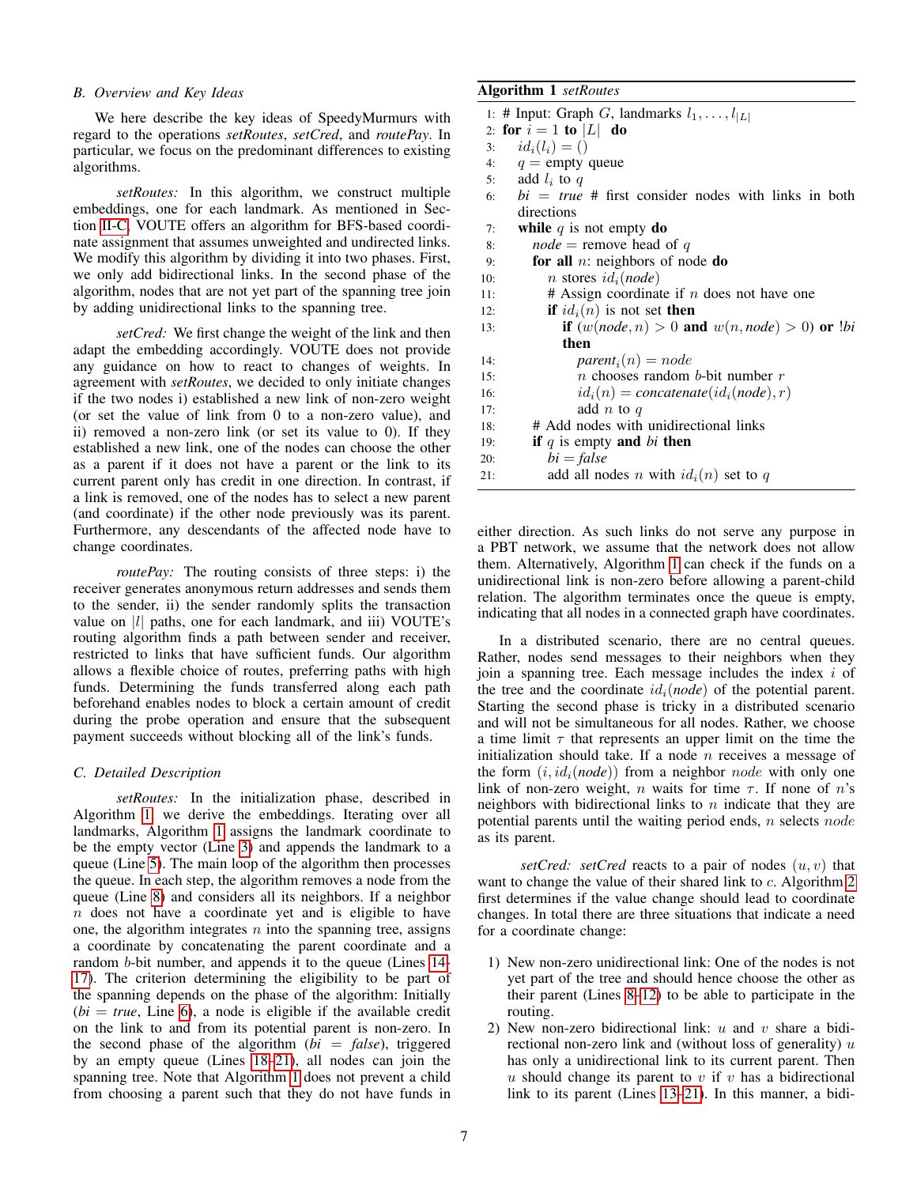### B. Overview and Key Ideas

We here describe the key ideas of SpeedyMurmurs with regard to the operations *setRoutes*, *setCred*, and *routePay*. In particular, we focus on the predominant differences to existing algorithms.

*setRoutes:* In this algorithm, we construct multiple embeddings, one for each landmark. As mentioned in Section II-C, VOUTE offers an algorithm for BFS-based coordinate assignment that assumes unweighted and undirected links. We modify this algorithm by dividing it into two phases. First, we only add bidirectional links. In the second phase of the algorithm, nodes that are not yet part of the spanning tree join by adding unidirectional links to the spanning tree.

*setCred:* We first change the weight of the link and then adapt the embedding accordingly. VOUTE does not provide any guidance on how to react to changes of weights. In agreement with *setRoutes*, we decided to only initiate changes if the two nodes i) established a new link of non-zero weight (or set the value of link from 0 to a non-zero value), and ii) removed a non-zero link (or set its value to 0). If they established a new link, one of the nodes can choose the other as a parent if it does not have a parent or the link to its current parent only has credit in one direction. In contrast, if a link is removed, one of the nodes has to select a new parent (and coordinate) if the other node previously was its parent. Furthermore, any descendants of the affected node have to change coordinates.

*routePay:* The routing consists of three steps: i) the receiver generates anonymous return addresses and sends them to the sender, ii) the sender randomly splits the transaction value on $|l|$ paths, one for each landmark, and iii) VOUTE's routing algorithm finds a path between sender and receiver, restricted to links that have sufficient funds. Our algorithm allows a flexible choice of routes, preferring paths with high funds. Determining the funds transferred along each path beforehand enables nodes to block a certain amount of credit during the probe operation and ensure that the subsequent payment succeeds without blocking all of the link's funds.

### C. Detailed Description

*setRoutes:* In the initialization phase, described in Algorithm 1, we derive the embeddings. Iterating over all landmarks, Algorithm 1 assigns the landmark coordinate to be the empty vector (Line 3) and appends the landmark to a queue (Line 5). The main loop of the algorithm then processes the queue. In each step, the algorithm removes a node from the queue (Line 8) and considers all its neighbors. If a neighbor $n$ does not have a coordinate yet and is eligible to have one, the algorithm integrates $n$ into the spanning tree, assigns a coordinate by concatenating the parent coordinate and a random $b$-bit number, and appends it to the queue (Lines 14-17). The criterion determining the eligibility to be part of the spanning depends on the phase of the algorithm: Initially (*bi* $=$ *true*, Line 6), a node is eligible if the available credit on the link to and from its potential parent is non-zero. In the second phase of the algorithm (*bi* $=$ *false*), triggered by an empty queue (Lines 18–21), all nodes can join the spanning tree. Note that Algorithm 1 does not prevent a child from choosing a parent such that they do not have funds in either direction. As such links do not serve any purpose in a PBT network, we assume that the network does not allow them. Alternatively, Algorithm 1 can check if the funds on a unidirectional link is non-zero before allowing a parent-child relation. The algorithm terminates once the queue is empty, indicating that all nodes in a connected graph have coordinates.

**Algorithm 1** *setRoutes*

```
1:  # Input: Graph G, landmarks l_1, ..., l_|L|
2:  for i = 1 to |L| do
3:      id_i(l_i) = ()
4:      q = empty queue
5:      add l_i to q
6:      bi = true # first consider nodes with links in both directions
7:      while q is not empty do
8:          node = remove head of q
9:          for all n: neighbors of node do
10:             n stores id_i(node)
11:             # Assign coordinate if n does not have one
12:             if id_i(n) is not set then
13:                 if (w(node, n) > 0 and w(n, node) > 0) or !bi then
14:                     parent_i(n) = node
15:                     n chooses random b-bit number r
16:                     id_i(n) = concatenate(id_i(node), r)
17:                     add n to q
18:         # Add nodes with unidirectional links
19:         if q is empty and bi then
20:             bi = false
21:             add all nodes n with id_i(n) set to q
```

In a distributed scenario, there are no central queues. Rather, nodes send messages to their neighbors when they join a spanning tree. Each message includes the index $i$ of the tree and the coordinate $id_i(node)$ of the potential parent. Starting the second phase is tricky in a distributed scenario and will not be simultaneous for all nodes. Rather, we choose a time limit $\tau$ that represents an upper limit on the time the initialization should take. If a node $n$ receives a message of the form $(i, id_i(node))$ from a neighbor $node$ with only one link of non-zero weight, $n$ waits for time $\tau$. If none of $n$'s neighbors with bidirectional links to $n$ indicate that they are potential parents until the waiting period ends, $n$ selects $node$ as its parent.

*setCred:* *setCred* reacts to a pair of nodes $(u, v)$ that want to change the value of their shared link to $c$. Algorithm 2 first determines if the value change should lead to coordinate changes. In total there are three situations that indicate a need for a coordinate change:

1) New non-zero unidirectional link: One of the nodes is not yet part of the tree and should hence choose the other as their parent (Lines 8–12) to be able to participate in the routing.
2) New non-zero bidirectional link: $u$ and $v$ share a bidirectional non-zero link and (without loss of generality) $u$ has only a unidirectional link to its current parent. Then $u$ should change its parent to $v$ if $v$ has a bidirectional link to its parent (Lines 13–21). In this manner, a bidi-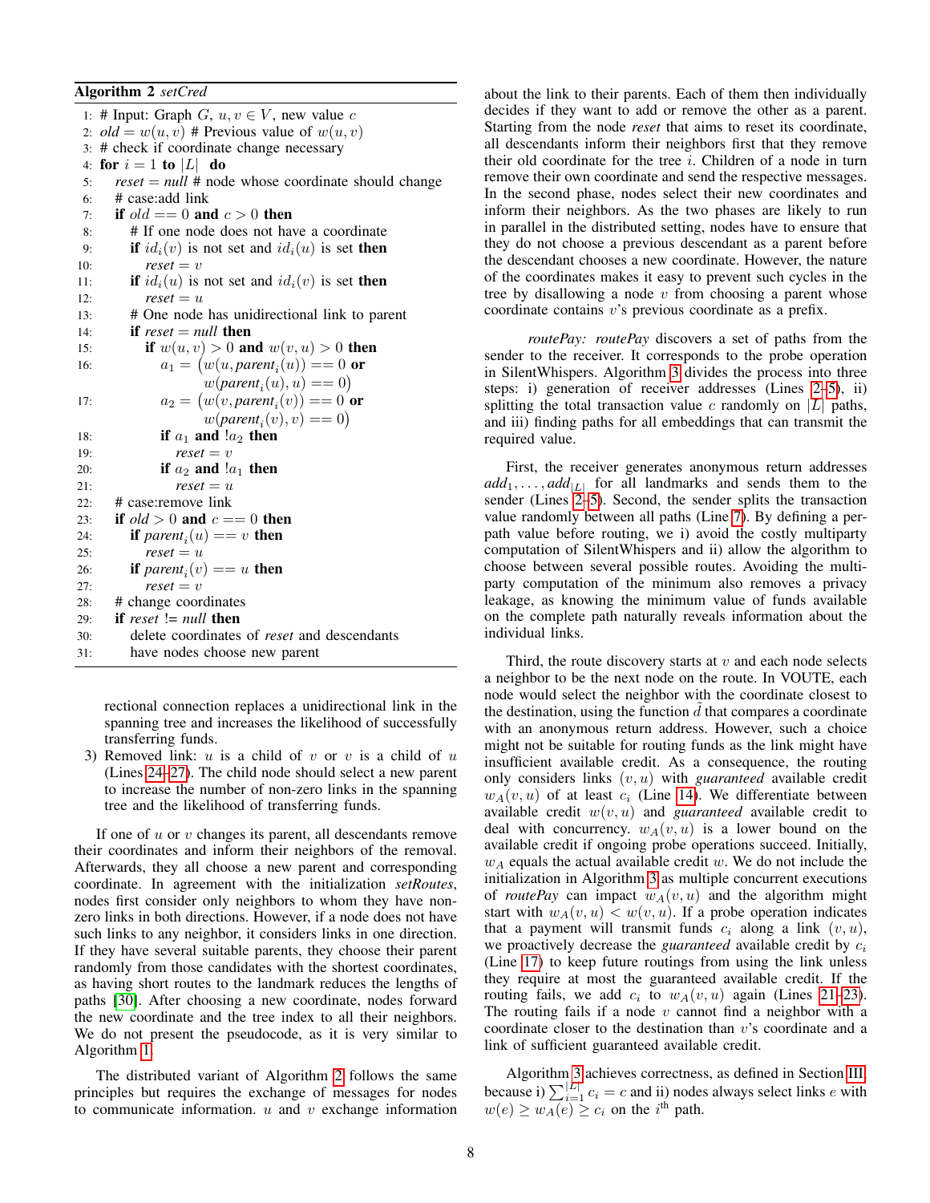**Algorithm 2** *setCred*

```
1: # Input: Graph G, u, v ∈ V, new value c
2: old = w(u, v) # Previous value of w(u, v)
3: # check if coordinate change necessary
4: for i = 1 to |L| do
5:    reset = null # node whose coordinate should change
6:    # case:add link
7:    if old == 0 and c > 0 then
8:       # If one node does not have a coordinate
9:       if id_i(v) is not set and id_i(u) is set then
10:         reset = v
11:      if id_i(u) is not set and id_i(v) is set then
12:         reset = u
13:      # One node has unidirectional link to parent
14:      if reset = null then
15:         if w(u, v) > 0 and w(v, u) > 0 then
16:            a_1 = (w(u, parent_i(u)) == 0 or
                      w(parent_i(u), u) == 0)
17:            a_2 = (w(v, parent_i(v)) == 0 or
                      w(parent_i(v), v) == 0)
18:            if a_1 and !a_2 then
19:               reset = v
20:            if a_2 and !a_1 then
21:               reset = u
22:   # case:remove link
23:   if old > 0 and c == 0 then
24:      if parent_i(u) == v then
25:         reset = u
26:      if parent_i(v) == u then
27:         reset = v
28:   # change coordinates
29:   if reset != null then
30:      delete coordinates of reset and descendants
31:      have nodes choose new parent
```

rectional connection replaces a unidirectional link in the spanning tree and increases the likelihood of successfully transferring funds.

3) Removed link: $u$ is a child of $v$ or $v$ is a child of $u$ (Lines 24–27). The child node should select a new parent to increase the number of non-zero links in the spanning tree and the likelihood of transferring funds.

If one of $u$ or $v$ changes its parent, all descendants remove their coordinates and inform their neighbors of the removal. Afterwards, they all choose a new parent and corresponding coordinate. In agreement with the initialization *setRoutes*, nodes first consider only neighbors to whom they have non-zero links in both directions. However, if a node does not have such links to any neighbor, it considers links in one direction. If they have several suitable parents, they choose their parent randomly from those candidates with the shortest coordinates, as having short routes to the landmark reduces the lengths of paths [30]. After choosing a new coordinate, nodes forward the new coordinate and the tree index to all their neighbors. We do not present the pseudocode, as it is very similar to Algorithm 1.

The distributed variant of Algorithm 2 follows the same principles but requires the exchange of messages for nodes to communicate information. $u$ and $v$ exchange information about the link to their parents. Each of them then individually decides if they want to add or remove the other as a parent. Starting from the node *reset* that aims to reset its coordinate, all descendants inform their neighbors first that they remove their old coordinate for the tree $i$. Children of a node in turn remove their own coordinate and send the respective messages. In the second phase, nodes select their new coordinates and inform their neighbors. As the two phases are likely to run in parallel in the distributed setting, nodes have to ensure that they do not choose a previous descendant as a parent before the descendant chooses a new coordinate. However, the nature of the coordinates makes it easy to prevent such cycles in the tree by disallowing a node $v$ from choosing a parent whose coordinate contains $v$'s previous coordinate as a prefix.

*routePay:* *routePay* discovers a set of paths from the sender to the receiver. It corresponds to the probe operation in SilentWhispers. Algorithm 3 divides the process into three steps: i) generation of receiver addresses (Lines 2–5), ii) splitting the total transaction value $c$ randomly on $|L|$ paths, and iii) finding paths for all embeddings that can transmit the required value.

First, the receiver generates anonymous return addresses $add_1, \dots, add_{|L|}$ for all landmarks and sends them to the sender (Lines 2–5). Second, the sender splits the transaction value randomly between all paths (Line 7). By defining a per-path value before routing, we i) avoid the costly multiparty computation of SilentWhispers and ii) allow the algorithm to choose between several possible routes. Avoiding the multiparty computation of the minimum also removes a privacy leakage, as knowing the minimum value of funds available on the complete path naturally reveals information about the individual links.

Third, the route discovery starts at $v$ and each node selects a neighbor to be the next node on the route. In VOUTE, each node would select the neighbor with the coordinate closest to the destination, using the function $\tilde{d}$ that compares a coordinate with an anonymous return address. However, such a choice might not be suitable for routing funds as the link might have insufficient available credit. As a consequence, the routing only considers links $(v, u)$ with *guaranteed* available credit $w_A(v, u)$ of at least $c_i$ (Line 14). We differentiate between available credit $w(v, u)$ and *guaranteed* available credit to deal with concurrency. $w_A(v, u)$ is a lower bound on the available credit if ongoing probe operations succeed. Initially, $w_A$ equals the actual available credit $w$. We do not include the initialization in Algorithm 3 as multiple concurrent executions of *routePay* can impact $w_A(v, u)$ and the algorithm might start with $w_A(v, u) < w(v, u)$. If a probe operation indicates that a payment will transmit funds $c_i$ along a link $(v, u)$, we proactively decrease the *guaranteed* available credit by $c_i$ (Line 17) to keep future routings from using the link unless they require at most the guaranteed available credit. If the routing fails, we add $c_i$ to $w_A(v, u)$ again (Lines 21–23). The routing fails if a node $v$ cannot find a neighbor with a coordinate closer to the destination than $v$'s coordinate and a link of sufficient guaranteed available credit.

Algorithm 3 achieves correctness, as defined in Section III, because i) $\sum_{i=1}^{|L|} c_i = c$ and ii) nodes always select links $e$ with $w(e) \geq w_A(e) \geq c_i$ on the $i^{\text{th}}$ path.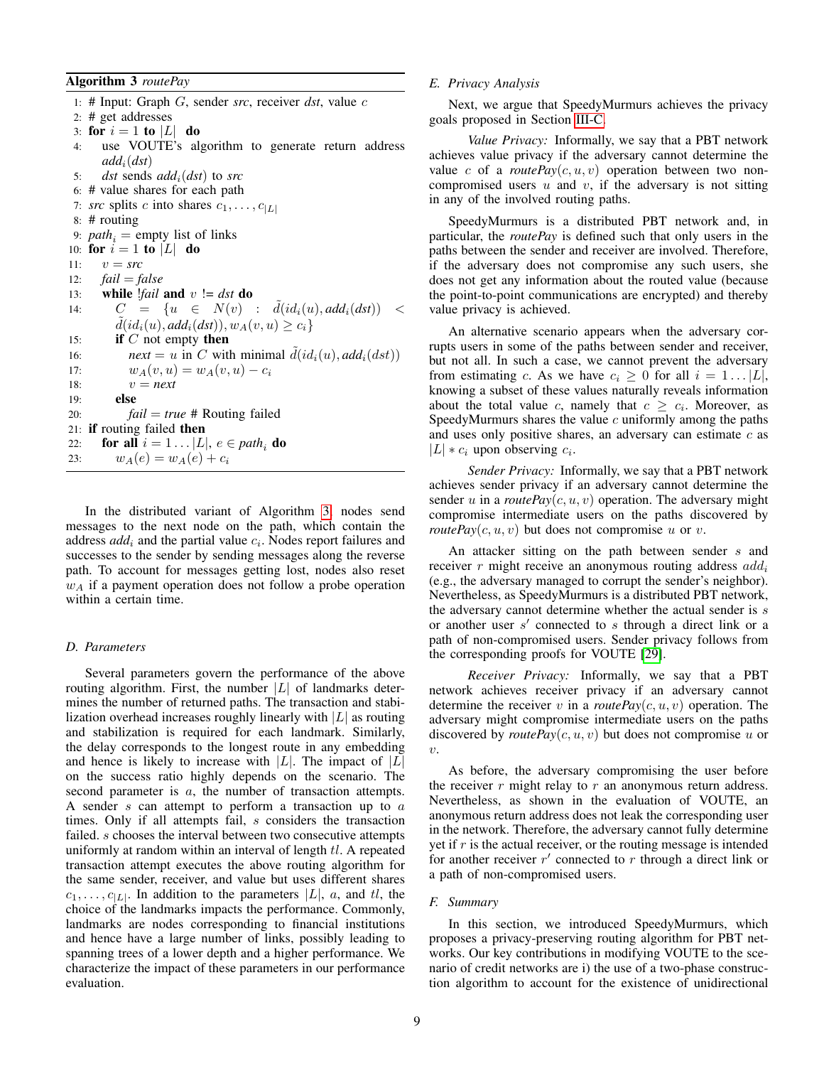**Algorithm 3** *routePay*

```
1: # Input: Graph G, sender src, receiver dst, value c
2: # get addresses
3: for i = 1 to |L| do
4:    use VOUTE's algorithm to generate return address add_i(dst)
5:    dst sends add_i(dst) to src
6: # value shares for each path
7: src splits c into shares c_1, ..., c_|L|
8: # routing
9: path_i = empty list of links
10: for i = 1 to |L| do
11:    v = src
12:    fail = false
13:    while !fail and v != dst do
14:       C = {u ∈ N(v) : d̃(id_i(u), add_i(dst)) < d̃(id_i(u), add_i(dst)), w_A(v,u) ≥ c_i}
15:       if C not empty then
16:          next = u in C with minimal d̃(id_i(u), add_i(dst))
17:          w_A(v,u) = w_A(v,u) − c_i
18:          v = next
19:       else
20:          fail = true # Routing failed
21: if routing failed then
22:    for all i = 1 ... |L|, e ∈ path_i do
23:       w_A(e) = w_A(e) + c_i
```

In the distributed variant of Algorithm 3, nodes send messages to the next node on the path, which contain the address $add_i$ and the partial value $c_i$. Nodes report failures and successes to the sender by sending messages along the reverse path. To account for messages getting lost, nodes also reset $w_A$ if a payment operation does not follow a probe operation within a certain time.

### D. Parameters

Several parameters govern the performance of the above routing algorithm. First, the number $|L|$ of landmarks determines the number of returned paths. The transaction and stabilization overhead increases roughly linearly with $|L|$ as routing and stabilization is required for each landmark. Similarly, the delay corresponds to the longest route in any embedding and hence is likely to increase with $|L|$. The impact of $|L|$ on the success ratio highly depends on the scenario. The second parameter is $a$, the number of transaction attempts. A sender $s$ can attempt to perform a transaction up to $a$ times. Only if all attempts fail, $s$ considers the transaction failed. $s$ chooses the interval between two consecutive attempts uniformly at random within an interval of length $tl$. A repeated transaction attempt executes the above routing algorithm for the same sender, receiver, and value but uses different shares $c_1, \ldots, c_{|L|}$. In addition to the parameters $|L|$, $a$, and $tl$, the choice of the landmarks impacts the performance. Commonly, landmarks are nodes corresponding to financial institutions and hence have a large number of links, possibly leading to spanning trees of a lower depth and a higher performance. We characterize the impact of these parameters in our performance evaluation.

### E. Privacy Analysis

Next, we argue that SpeedyMurmurs achieves the privacy goals proposed in Section III-C.

*Value Privacy:* Informally, we say that a PBT network achieves value privacy if the adversary cannot determine the value $c$ of a *routePay*$(c, u, v)$ operation between two non-compromised users $u$ and $v$, if the adversary is not sitting in any of the involved routing paths.

SpeedyMurmurs is a distributed PBT network and, in particular, the *routePay* is defined such that only users in the paths between the sender and receiver are involved. Therefore, if the adversary does not compromise any such users, she does not get any information about the routed value (because the point-to-point communications are encrypted) and thereby value privacy is achieved.

An alternative scenario appears when the adversary corrupts users in some of the paths between sender and receiver, but not all. In such a case, we cannot prevent the adversary from estimating $c$. As we have $c_i \geq 0$ for all $i = 1 \ldots |L|$, knowing a subset of these values naturally reveals information about the total value $c$, namely that $c \geq c_i$. Moreover, as SpeedyMurmurs shares the value $c$ uniformly among the paths and uses only positive shares, an adversary can estimate $c$ as $|L| * c_i$ upon observing $c_i$.

*Sender Privacy:* Informally, we say that a PBT network achieves sender privacy if an adversary cannot determine the sender $u$ in a *routePay*$(c, u, v)$ operation. The adversary might compromise intermediate users on the paths discovered by *routePay*$(c, u, v)$ but does not compromise $u$ or $v$.

An attacker sitting on the path between sender $s$ and receiver $r$ might receive an anonymous routing address $add_i$ (e.g., the adversary managed to corrupt the sender's neighbor). Nevertheless, as SpeedyMurmurs is a distributed PBT network, the adversary cannot determine whether the actual sender is $s$ or another user $s'$ connected to $s$ through a direct link or a path of non-compromised users. Sender privacy follows from the corresponding proofs for VOUTE [29].

*Receiver Privacy:* Informally, we say that a PBT network achieves receiver privacy if an adversary cannot determine the receiver $v$ in a *routePay*$(c, u, v)$ operation. The adversary might compromise intermediate users on the paths discovered by *routePay*$(c, u, v)$ but does not compromise $u$ or $v$.

As before, the adversary compromising the user before the receiver $r$ might relay to $r$ an anonymous return address. Nevertheless, as shown in the evaluation of VOUTE, an anonymous return address does not leak the corresponding user in the network. Therefore, the adversary cannot fully determine yet if $r$ is the actual receiver, or the routing message is intended for another receiver $r'$ connected to $r$ through a direct link or a path of non-compromised users.

### F. Summary

In this section, we introduced SpeedyMurmurs, which proposes a privacy-preserving routing algorithm for PBT networks. Our key contributions in modifying VOUTE to the scenario of credit networks are i) the use of a two-phase construction algorithm to account for the existence of unidirectional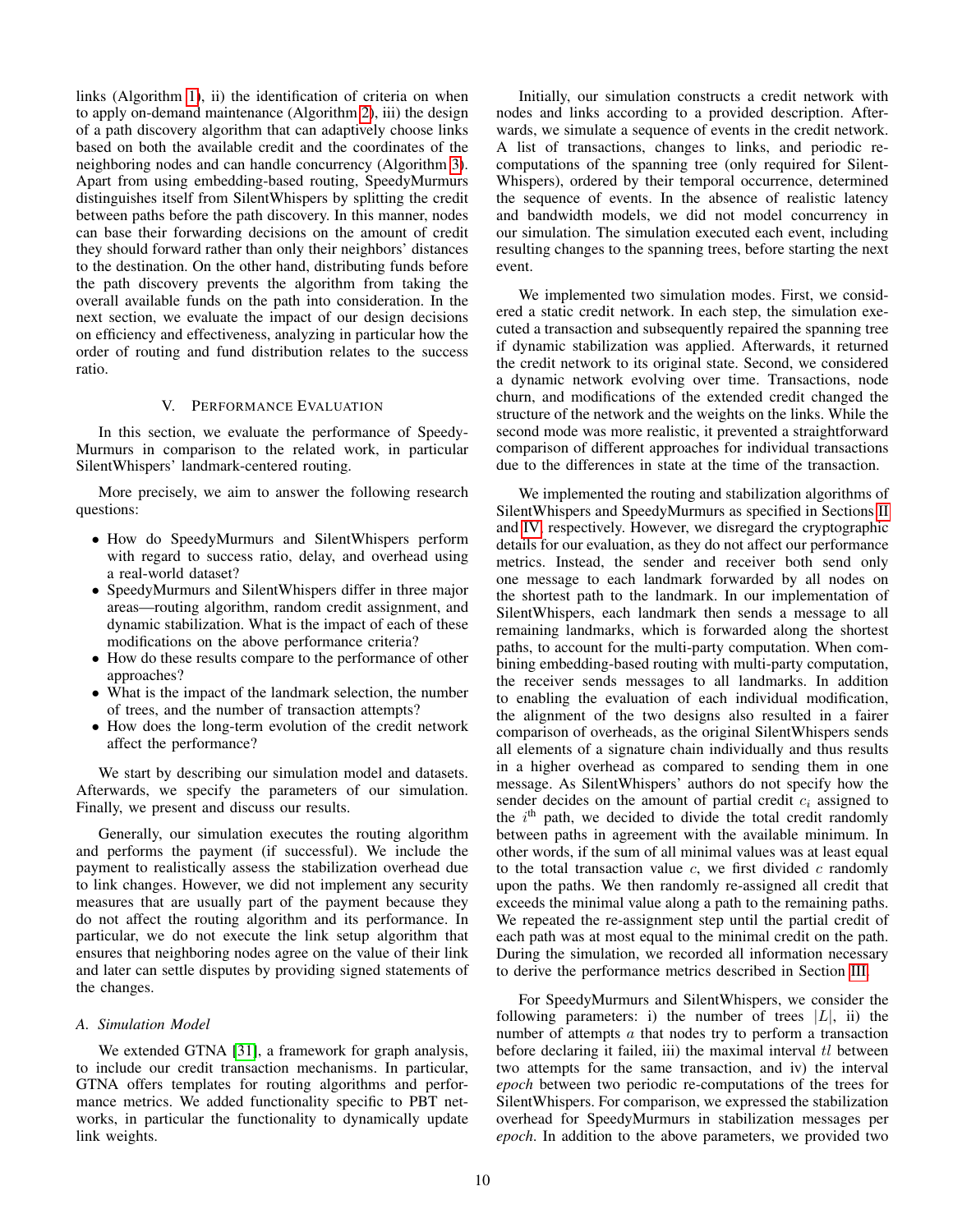links (Algorithm 1), ii) the identification of criteria on when to apply on-demand maintenance (Algorithm 2), iii) the design of a path discovery algorithm that can adaptively choose links based on both the available credit and the coordinates of the neighboring nodes and can handle concurrency (Algorithm 3). Apart from using embedding-based routing, SpeedyMurmurs distinguishes itself from SilentWhispers by splitting the credit between paths before the path discovery. In this manner, nodes can base their forwarding decisions on the amount of credit they should forward rather than only their neighbors' distances to the destination. On the other hand, distributing funds before the path discovery prevents the algorithm from taking the overall available funds on the path into consideration. In the next section, we evaluate the impact of our design decisions on efficiency and effectiveness, analyzing in particular how the order of routing and fund distribution relates to the success ratio.

## V. Performance Evaluation

In this section, we evaluate the performance of SpeedyMurmurs in comparison to the related work, in particular SilentWhispers' landmark-centered routing.

More precisely, we aim to answer the following research questions:

- How do SpeedyMurmurs and SilentWhispers perform with regard to success ratio, delay, and overhead using a real-world dataset?
- SpeedyMurmurs and SilentWhispers differ in three major areas—routing algorithm, random credit assignment, and dynamic stabilization. What is the impact of each of these modifications on the above performance criteria?
- How do these results compare to the performance of other approaches?
- What is the impact of the landmark selection, the number of trees, and the number of transaction attempts?
- How does the long-term evolution of the credit network affect the performance?

We start by describing our simulation model and datasets. Afterwards, we specify the parameters of our simulation. Finally, we present and discuss our results.

Generally, our simulation executes the routing algorithm and performs the payment (if successful). We include the payment to realistically assess the stabilization overhead due to link changes. However, we did not implement any security measures that are usually part of the payment because they do not affect the routing algorithm and its performance. In particular, we do not execute the link setup algorithm that ensures that neighboring nodes agree on the value of their link and later can settle disputes by providing signed statements of the changes.

### A. Simulation Model

We extended GTNA [31], a framework for graph analysis, to include our credit transaction mechanisms. In particular, GTNA offers templates for routing algorithms and performance metrics. We added functionality specific to PBT networks, in particular the functionality to dynamically update link weights.

Initially, our simulation constructs a credit network with nodes and links according to a provided description. Afterwards, we simulate a sequence of events in the credit network. A list of transactions, changes to links, and periodic re-computations of the spanning tree (only required for SilentWhispers), ordered by their temporal occurrence, determined the sequence of events. In the absence of realistic latency and bandwidth models, we did not model concurrency in our simulation. The simulation executed each event, including resulting changes to the spanning trees, before starting the next event.

We implemented two simulation modes. First, we considered a static credit network. In each step, the simulation executed a transaction and subsequently repaired the spanning tree if dynamic stabilization was applied. Afterwards, it returned the credit network to its original state. Second, we considered a dynamic network evolving over time. Transactions, node churn, and modifications of the extended credit changed the structure of the network and the weights on the links. While the second mode was more realistic, it prevented a straightforward comparison of different approaches for individual transactions due to the differences in state at the time of the transaction.

We implemented the routing and stabilization algorithms of SilentWhispers and SpeedyMurmurs as specified in Sections II and IV, respectively. However, we disregard the cryptographic details for our evaluation, as they do not affect our performance metrics. Instead, the sender and receiver both send only one message to each landmark forwarded by all nodes on the shortest path to the landmark. In our implementation of SilentWhispers, each landmark then sends a message to all remaining landmarks, which is forwarded along the shortest paths, to account for the multi-party computation. When combining embedding-based routing with multi-party computation, the receiver sends messages to all landmarks. In addition to enabling the evaluation of each individual modification, the alignment of the two designs also resulted in a fairer comparison of overheads, as the original SilentWhispers sends all elements of a signature chain individually and thus results in a higher overhead as compared to sending them in one message. As SilentWhispers' authors do not specify how the sender decides on the amount of partial credit $c_i$ assigned to the $i^{\text{th}}$ path, we decided to divide the total credit randomly between paths in agreement with the available minimum. In other words, if the sum of all minimal values was at least equal to the total transaction value $c$, we first divided $c$ randomly upon the paths. We then randomly re-assigned all credit that exceeds the minimal value along a path to the remaining paths. We repeated the re-assignment step until the partial credit of each path was at most equal to the minimal credit on the path. During the simulation, we recorded all information necessary to derive the performance metrics described in Section III.

For SpeedyMurmurs and SilentWhispers, we consider the following parameters: i) the number of trees $|L|$, ii) the number of attempts $a$ that nodes try to perform a transaction before declaring it failed, iii) the maximal interval $tl$ between two attempts for the same transaction, and iv) the interval *epoch* between two periodic re-computations of the trees for SilentWhispers. For comparison, we expressed the stabilization overhead for SpeedyMurmurs in stabilization messages per *epoch*. In addition to the above parameters, we provided two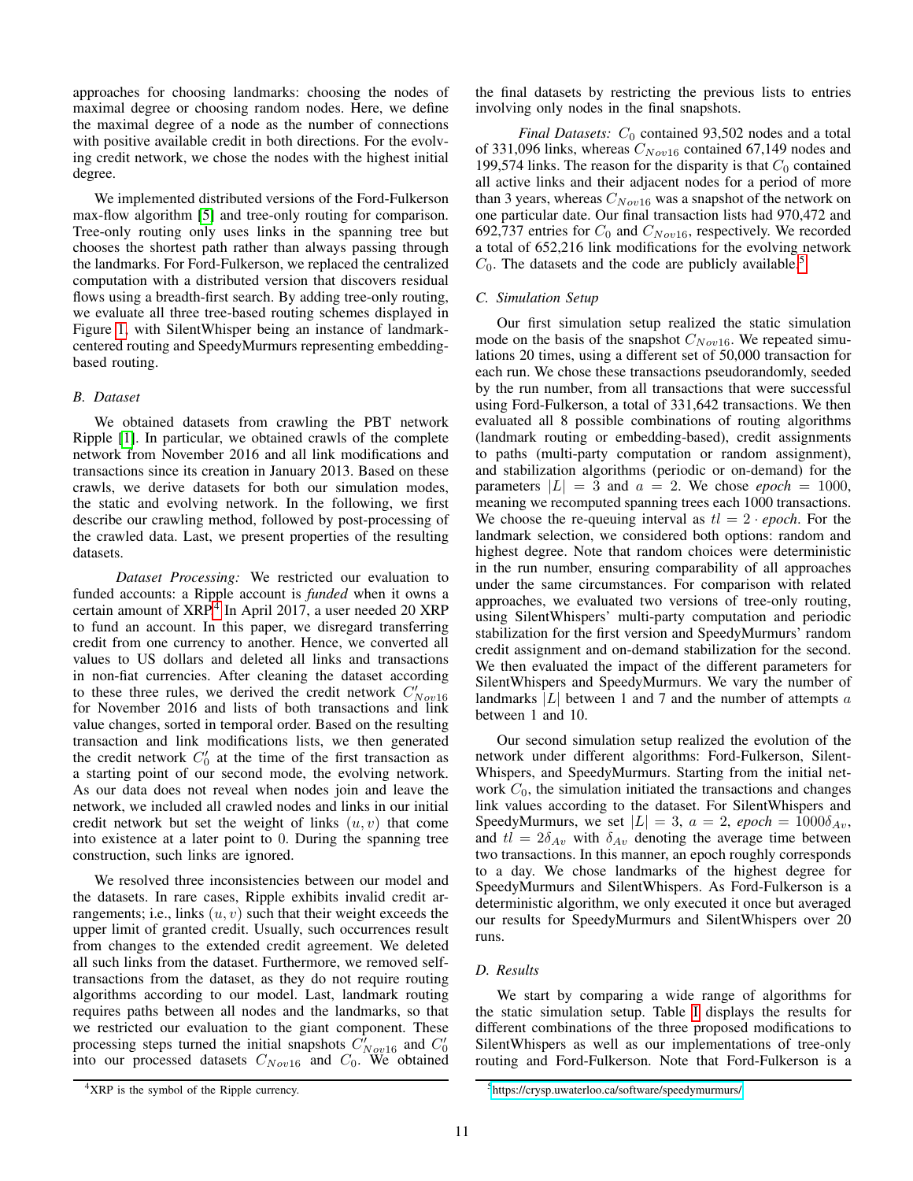approaches for choosing landmarks: choosing the nodes of maximal degree or choosing random nodes. Here, we define the maximal degree of a node as the number of connections with positive available credit in both directions. For the evolving credit network, we chose the nodes with the highest initial degree.

We implemented distributed versions of the Ford-Fulkerson max-flow algorithm [5] and tree-only routing for comparison. Tree-only routing only uses links in the spanning tree but chooses the shortest path rather than always passing through the landmarks. For Ford-Fulkerson, we replaced the centralized computation with a distributed version that discovers residual flows using a breadth-first search. By adding tree-only routing, we evaluate all three tree-based routing schemes displayed in Figure 1, with SilentWhisper being an instance of landmark-centered routing and SpeedyMurmurs representing embedding-based routing.

### B. Dataset

We obtained datasets from crawling the PBT network Ripple [1]. In particular, we obtained crawls of the complete network from November 2016 and all link modifications and transactions since its creation in January 2013. Based on these crawls, we derive datasets for both our simulation modes, the static and evolving network. In the following, we first describe our crawling method, followed by post-processing of the crawled data. Last, we present properties of the resulting datasets.

*Dataset Processing:* We restricted our evaluation to funded accounts: a Ripple account is *funded* when it owns a certain amount of XRP[4] In April 2017, a user needed 20 XRP to fund an account. In this paper, we disregard transferring credit from one currency to another. Hence, we converted all values to US dollars and deleted all links and transactions in non-fiat currencies. After cleaning the dataset according to these three rules, we derived the credit network $C'_{Nov16}$ for November 2016 and lists of both transactions and link value changes, sorted in temporal order. Based on the resulting transaction and link modifications lists, we then generated the credit network $C'_0$ at the time of the first transaction as a starting point of our second mode, the evolving network. As our data does not reveal when nodes join and leave the network, we included all crawled nodes and links in our initial credit network but set the weight of links $(u, v)$ that come into existence at a later point to 0. During the spanning tree construction, such links are ignored.

We resolved three inconsistencies between our model and the datasets. In rare cases, Ripple exhibits invalid credit arrangements; i.e., links $(u, v)$ such that their weight exceeds the upper limit of granted credit. Usually, such occurrences result from changes to the extended credit agreement. We deleted all such links from the dataset. Furthermore, we removed self-transactions from the dataset, as they do not require routing algorithms according to our model. Last, landmark routing requires paths between all nodes and the landmarks, so that we restricted our evaluation to the giant component. These processing steps turned the initial snapshots $C'_{Nov16}$ and $C'_0$ into our processed datasets $C_{Nov16}$ and $C_0$. We obtained the final datasets by restricting the previous lists to entries involving only nodes in the final snapshots.

*Final Datasets:* $C_0$ contained 93,502 nodes and a total of 331,096 links, whereas $C_{Nov16}$ contained 67,149 nodes and 199,574 links. The reason for the disparity is that $C_0$ contained all active links and their adjacent nodes for a period of more than 3 years, whereas $C_{Nov16}$ was a snapshot of the network on one particular date. Our final transaction lists had 970,472 and 692,737 entries for $C_0$ and $C_{Nov16}$, respectively. We recorded a total of 652,216 link modifications for the evolving network $C_0$. The datasets and the code are publicly available.[5]

### C. Simulation Setup

Our first simulation setup realized the static simulation mode on the basis of the snapshot $C_{Nov16}$. We repeated simulations 20 times, using a different set of 50,000 transaction for each run. We chose these transactions pseudorandomly, seeded by the run number, from all transactions that were successful using Ford-Fulkerson, a total of 331,642 transactions. We then evaluated all 8 possible combinations of routing algorithms (landmark routing or embedding-based), credit assignments to paths (multi-party computation or random assignment), and stabilization algorithms (periodic or on-demand) for the parameters $|L| = 3$ and $a = 2$. We chose *epoch* $= 1000$, meaning we recomputed spanning trees each 1000 transactions. We choose the re-queuing interval as $tl = 2 \cdot epoch$. For the landmark selection, we considered both options: random and highest degree. Note that random choices were deterministic in the run number, ensuring comparability of all approaches under the same circumstances. For comparison with related approaches, we evaluated two versions of tree-only routing, using SilentWhispers' multi-party computation and periodic stabilization for the first version and SpeedyMurmurs' random credit assignment and on-demand stabilization for the second. We then evaluated the impact of the different parameters for SilentWhispers and SpeedyMurmurs. We vary the number of landmarks $|L|$ between 1 and 7 and the number of attempts $a$ between 1 and 10.

Our second simulation setup realized the evolution of the network under different algorithms: Ford-Fulkerson, SilentWhispers, and SpeedyMurmurs. Starting from the initial network $C_0$, the simulation initiated the transactions and changes link values according to the dataset. For SilentWhispers and SpeedyMurmurs, we set $|L| = 3$, $a = 2$, *epoch* $= 1000\delta_{Av}$, and $tl = 2\delta_{Av}$ with $\delta_{Av}$ denoting the average time between two transactions. In this manner, an epoch roughly corresponds to a day. We chose landmarks of the highest degree for SpeedyMurmurs and SilentWhispers. As Ford-Fulkerson is a deterministic algorithm, we only executed it once but averaged our results for SpeedyMurmurs and SilentWhispers over 20 runs.

### D. Results

We start by comparing a wide range of algorithms for the static simulation setup. Table I displays the results for different combinations of the three proposed modifications to SilentWhispers as well as our implementations of tree-only routing and Ford-Fulkerson. Note that Ford-Fulkerson is a

[4] XRP is the symbol of the Ripple currency.

[5] https://crysp.uwaterloo.ca/software/speedymurmurs/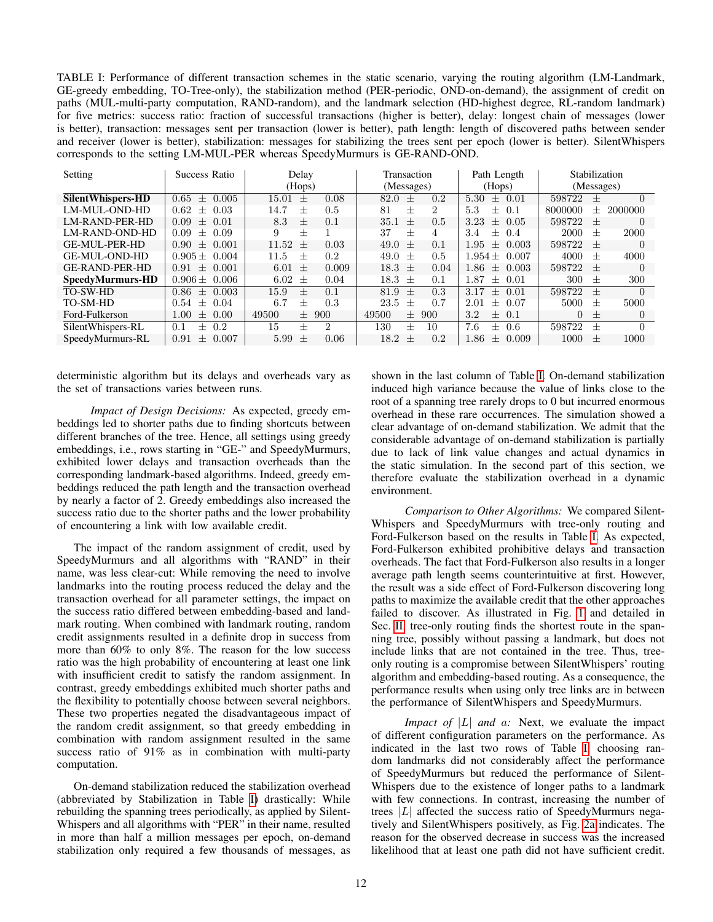TABLE I: Performance of different transaction schemes in the static scenario, varying the routing algorithm (LM-Landmark, GE-greedy embedding, TO-Tree-only), the stabilization method (PER-periodic, OND-on-demand), the assignment of credit on paths (MUL-multi-party computation, RAND-random), and the landmark selection (HD-highest degree, RL-random landmark) for five metrics: success ratio: fraction of successful transactions (higher is better), delay: longest chain of messages (lower is better), transaction: messages sent per transaction (lower is better), path length: length of discovered paths between sender and receiver (lower is better), stabilization: messages for stabilizing the trees sent per epoch (lower is better). SilentWhispers corresponds to the setting LM-MUL-PER whereas SpeedyMurmurs is GE-RAND-OND.

| Setting | Success Ratio | Delay (Hops) | Transaction (Messages) | Path Length (Hops) | Stabilization (Messages) |
|---|---|---|---|---|---|
| **SilentWhispers-HD** | 0.65 ± 0.005 | 15.01 ± 0.08 | 82.0 ± 0.2 | 5.30 ± 0.01 | 598722 ± 0 |
| LM-MUL-OND-HD | 0.62 ± 0.03 | 14.7 ± 0.5 | 81 ± 2 | 5.3 ± 0.1 | 8000000 ± 2000000 |
| LM-RAND-PER-HD | 0.09 ± 0.01 | 8.3 ± 0.1 | 35.1 ± 0.5 | 3.23 ± 0.05 | 598722 ± 0 |
| LM-RAND-OND-HD | 0.09 ± 0.09 | 9 ± 1 | 37 ± 4 | 3.4 ± 0.4 | 2000 ± 2000 |
| GE-MUL-PER-HD | 0.90 ± 0.001 | 11.52 ± 0.03 | 49.0 ± 0.1 | 1.95 ± 0.003 | 598722 ± 0 |
| GE-MUL-OND-HD | 0.905 ± 0.004 | 11.5 ± 0.2 | 49.0 ± 0.5 | 1.954 ± 0.007 | 4000 ± 4000 |
| GE-RAND-PER-HD | 0.91 ± 0.001 | 6.01 ± 0.009 | 18.3 ± 0.04 | 1.86 ± 0.003 | 598722 ± 0 |
| **SpeedyMurmurs-HD** | 0.906 ± 0.006 | 6.02 ± 0.04 | 18.3 ± 0.1 | 1.87 ± 0.01 | 300 ± 300 |
| TO-SW-HD | 0.86 ± 0.003 | 15.9 ± 0.1 | 81.9 ± 0.3 | 3.17 ± 0.01 | 598722 ± 0 |
| TO-SM-HD | 0.54 ± 0.04 | 6.7 ± 0.3 | 23.5 ± 0.7 | 2.01 ± 0.07 | 5000 ± 5000 |
| Ford-Fulkerson | 1.00 ± 0.00 | 49500 ± 900 | 49500 ± 900 | 3.2 ± 0.1 | 0 ± 0 |
| SilentWhispers-RL | 0.1 ± 0.2 | 15 ± 2 | 130 ± 10 | 7.6 ± 0.6 | 598722 ± 0 |
| SpeedyMurmurs-RL | 0.91 ± 0.007 | 5.99 ± 0.06 | 18.2 ± 0.2 | 1.86 ± 0.009 | 1000 ± 1000 |

deterministic algorithm but its delays and overheads vary as the set of transactions varies between runs.

*Impact of Design Decisions:* As expected, greedy embeddings led to shorter paths due to finding shortcuts between different branches of the tree. Hence, all settings using greedy embeddings, i.e., rows starting in "GE-" and SpeedyMurmurs, exhibited lower delays and transaction overheads than the corresponding landmark-based algorithms. Indeed, greedy embeddings reduced the path length and the transaction overhead by nearly a factor of 2. Greedy embeddings also increased the success ratio due to the shorter paths and the lower probability of encountering a link with low available credit.

The impact of the random assignment of credit, used by SpeedyMurmurs and all algorithms with "RAND" in their name, was less clear-cut: While removing the need to involve landmarks into the routing process reduced the delay and the transaction overhead for all parameter settings, the impact on the success ratio differed between embedding-based and landmark routing. When combined with landmark routing, random credit assignments resulted in a definite drop in success from more than 60% to only 8%. The reason for the low success ratio was the high probability of encountering at least one link with insufficient credit to satisfy the random assignment. In contrast, greedy embeddings exhibited much shorter paths and the flexibility to potentially choose between several neighbors. These two properties negated the disadvantageous impact of the random credit assignment, so that greedy embedding in combination with random assignment resulted in the same success ratio of 91% as in combination with multi-party computation.

On-demand stabilization reduced the stabilization overhead (abbreviated by Stabilization in Table I) drastically: While rebuilding the spanning trees periodically, as applied by SilentWhispers and all algorithms with "PER" in their name, resulted in more than half a million messages per epoch, on-demand stabilization only required a few thousands of messages, as shown in the last column of Table I. On-demand stabilization induced high variance because the value of links close to the root of a spanning tree rarely drops to 0 but incurred enormous overhead in these rare occurrences. The simulation showed a clear advantage of on-demand stabilization. We admit that the considerable advantage of on-demand stabilization is partially due to lack of link value changes and actual dynamics in the static simulation. In the second part of this section, we therefore evaluate the stabilization overhead in a dynamic environment.

*Comparison to Other Algorithms:* We compared SilentWhispers and SpeedyMurmurs with tree-only routing and Ford-Fulkerson based on the results in Table I. As expected, Ford-Fulkerson exhibited prohibitive delays and transaction overheads. The fact that Ford-Fulkerson also results in a longer average path length seems counterintuitive at first. However, the result was a side effect of Ford-Fulkerson discovering long paths to maximize the available credit that the other approaches failed to discover. As illustrated in Fig. 1 and detailed in Sec. II, tree-only routing finds the shortest route in the spanning tree, possibly without passing a landmark, but does not include links that are not contained in the tree. Thus, tree-only routing is a compromise between SilentWhispers' routing algorithm and embedding-based routing. As a consequence, the performance results when using only tree links are in between the performance of SilentWhispers and SpeedyMurmurs.

*Impact of $|L|$ and $a$:* Next, we evaluate the impact of different configuration parameters on the performance. As indicated in the last two rows of Table I, choosing random landmarks did not considerably affect the performance of SpeedyMurmurs but reduced the performance of SilentWhispers due to the existence of longer paths to a landmark with few connections. In contrast, increasing the number of trees $|L|$ affected the success ratio of SpeedyMurmurs negatively and SilentWhispers positively, as Fig. 2a indicates. The reason for the observed decrease in success was the increased likelihood that at least one path did not have sufficient credit.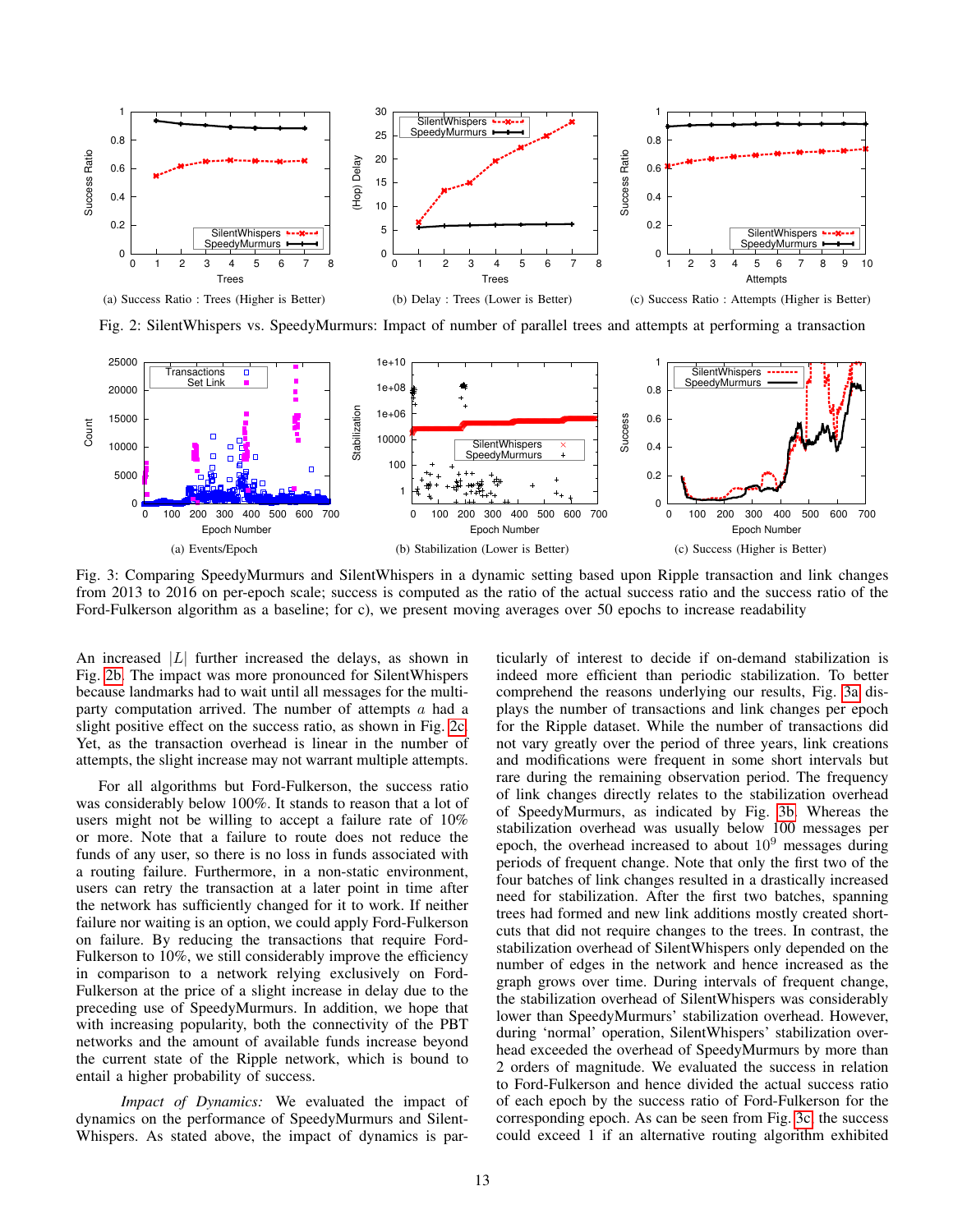(a) Success Ratio : Trees (Higher is Better)

(b) Delay : Trees (Lower is Better)

(c) Success Ratio : Attempts (Higher is Better)

Fig. 2: SilentWhispers vs. SpeedyMurmurs: Impact of number of parallel trees and attempts at performing a transaction

(a) Events/Epoch

(b) Stabilization (Lower is Better)

(c) Success (Higher is Better)

Fig. 3: Comparing SpeedyMurmurs and SilentWhispers in a dynamic setting based upon Ripple transaction and link changes from 2013 to 2016 on per-epoch scale; success is computed as the ratio of the actual success ratio and the success ratio of the Ford-Fulkerson algorithm as a baseline; for c), we present moving averages over 50 epochs to increase readability

An increased $|L|$ further increased the delays, as shown in Fig. 2b. The impact was more pronounced for SilentWhispers because landmarks had to wait until all messages for the multi-party computation arrived. The number of attempts $a$ had a slight positive effect on the success ratio, as shown in Fig. 2c. Yet, as the transaction overhead is linear in the number of attempts, the slight increase may not warrant multiple attempts.

For all algorithms but Ford-Fulkerson, the success ratio was considerably below 100%. It stands to reason that a lot of users might not be willing to accept a failure rate of 10% or more. Note that a failure to route does not reduce the funds of any user, so there is no loss in funds associated with a routing failure. Furthermore, in a non-static environment, users can retry the transaction at a later point in time after the network has sufficiently changed for it to work. If neither failure nor waiting is an option, we could apply Ford-Fulkerson on failure. By reducing the transactions that require Ford-Fulkerson to 10%, we still considerably improve the efficiency in comparison to a network relying exclusively on Ford-Fulkerson at the price of a slight increase in delay due to the preceding use of SpeedyMurmurs. In addition, we hope that with increasing popularity, both the connectivity of the PBT networks and the amount of available funds increase beyond the current state of the Ripple network, which is bound to entail a higher probability of success.

*Impact of Dynamics:* We evaluated the impact of dynamics on the performance of SpeedyMurmurs and SilentWhispers. As stated above, the impact of dynamics is particularly of interest to decide if on-demand stabilization is indeed more efficient than periodic stabilization. To better comprehend the reasons underlying our results, Fig. 3a displays the number of transactions and link changes per epoch for the Ripple dataset. While the number of transactions did not vary greatly over the period of three years, link creations and modifications were frequent in some short intervals but rare during the remaining observation period. The frequency of link changes directly relates to the stabilization overhead of SpeedyMurmurs, as indicated by Fig. 3b. Whereas the stabilization overhead was usually below 100 messages per epoch, the overhead increased to about $10^9$ messages during periods of frequent change. Note that only the first two of the four batches of link changes resulted in a drastically increased need for stabilization. After the first two batches, spanning trees had formed and new link additions mostly created shortcuts that did not require changes to the trees. In contrast, the stabilization overhead of SilentWhispers only depended on the number of edges in the network and hence increased as the graph grows over time. During intervals of frequent change, the stabilization overhead of SilentWhispers was considerably lower than SpeedyMurmurs' stabilization overhead. However, during 'normal' operation, SilentWhispers' stabilization overhead exceeded the overhead of SpeedyMurmurs by more than 2 orders of magnitude. We evaluated the success in relation to Ford-Fulkerson and hence divided the actual success ratio of each epoch by the success ratio of Ford-Fulkerson for the corresponding epoch. As can be seen from Fig. 3c the success could exceed 1 if an alternative routing algorithm exhibited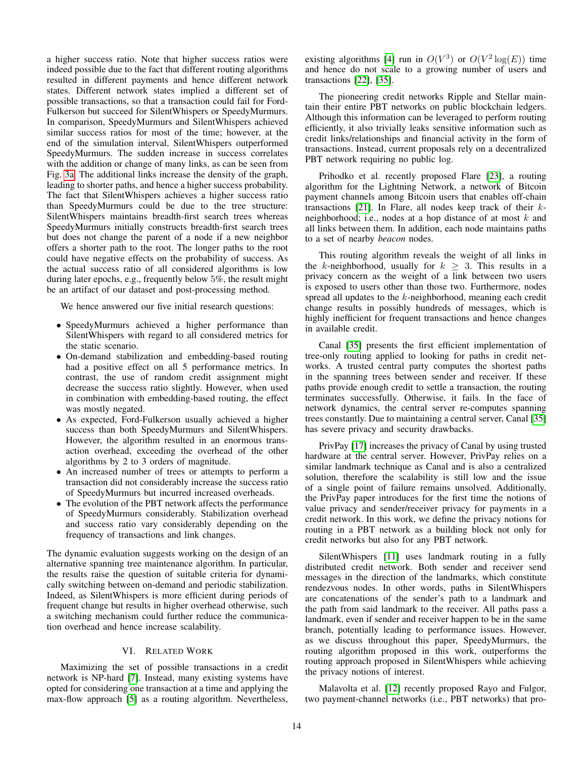a higher success ratio. Note that higher success ratios were indeed possible due to the fact that different routing algorithms resulted in different payments and hence different network states. Different network states implied a different set of possible transactions, so that a transaction could fail for Ford-Fulkerson but succeed for SilentWhispers or SpeedyMurmurs. In comparison, SpeedyMurmurs and SilentWhispers achieved similar success ratios for most of the time; however, at the end of the simulation interval, SilentWhispers outperformed SpeedyMurmurs. The sudden increase in success correlates with the addition or change of many links, as can be seen from Fig. 3a. The additional links increase the density of the graph, leading to shorter paths, and hence a higher success probability. The fact that SilentWhispers achieves a higher success ratio than SpeedyMurmurs could be due to the tree structure: SilentWhispers maintains breadth-first search trees whereas SpeedyMurmurs initially constructs breadth-first search trees but does not change the parent of a node if a new neighbor offers a shorter path to the root. The longer paths to the root could have negative effects on the probability of success. As the actual success ratio of all considered algorithms is low during later epochs, e.g., frequently below 5%, the result might be an artifact of our dataset and post-processing method.

We hence answered our five initial research questions:

- SpeedyMurmurs achieved a higher performance than SilentWhispers with regard to all considered metrics for the static scenario.
- On-demand stabilization and embedding-based routing had a positive effect on all 5 performance metrics. In contrast, the use of random credit assignment might decrease the success ratio slightly. However, when used in combination with embedding-based routing, the effect was mostly negated.
- As expected, Ford-Fulkerson usually achieved a higher success than both SpeedyMurmurs and SilentWhispers. However, the algorithm resulted in an enormous transaction overhead, exceeding the overhead of the other algorithms by 2 to 3 orders of magnitude.
- An increased number of trees or attempts to perform a transaction did not considerably increase the success ratio of SpeedyMurmurs but incurred increased overheads.
- The evolution of the PBT network affects the performance of SpeedyMurmurs considerably. Stabilization overhead and success ratio vary considerably depending on the frequency of transactions and link changes.

The dynamic evaluation suggests working on the design of an alternative spanning tree maintenance algorithm. In particular, the results raise the question of suitable criteria for dynamically switching between on-demand and periodic stabilization. Indeed, as SilentWhispers is more efficient during periods of frequent change but results in higher overhead otherwise, such a switching mechanism could further reduce the communication overhead and hence increase scalability.

## VI. Related Work

Maximizing the set of possible transactions in a credit network is NP-hard [7]. Instead, many existing systems have opted for considering one transaction at a time and applying the max-flow approach [5] as a routing algorithm. Nevertheless, existing algorithms [4] run in $O(V^3)$ or $O(V^2 \log(E))$ time and hence do not scale to a growing number of users and transactions [22], [35].

The pioneering credit networks Ripple and Stellar maintain their entire PBT networks on public blockchain ledgers. Although this information can be leveraged to perform routing efficiently, it also trivially leaks sensitive information such as credit links/relationships and financial activity in the form of transactions. Instead, current proposals rely on a decentralized PBT network requiring no public log.

Prihodko et al. recently proposed Flare [23], a routing algorithm for the Lightning Network, a network of Bitcoin payment channels among Bitcoin users that enables off-chain transactions [21]. In Flare, all nodes keep track of their $k$-neighborhood; i.e., nodes at a hop distance of at most $k$ and all links between them. In addition, each node maintains paths to a set of nearby *beacon* nodes.

This routing algorithm reveals the weight of all links in the $k$-neighborhood, usually for $k \geq 3$. This results in a privacy concern as the weight of a link between two users is exposed to users other than those two. Furthermore, nodes spread all updates to the $k$-neighborhood, meaning each credit change results in possibly hundreds of messages, which is highly inefficient for frequent transactions and hence changes in available credit.

Canal [35] presents the first efficient implementation of tree-only routing applied to looking for paths in credit networks. A trusted central party computes the shortest paths in the spanning trees between sender and receiver. If these paths provide enough credit to settle a transaction, the routing terminates successfully. Otherwise, it fails. In the face of network dynamics, the central server re-computes spanning trees constantly. Due to maintaining a central server, Canal [35] has severe privacy and security drawbacks.

PrivPay [17] increases the privacy of Canal by using trusted hardware at the central server. However, PrivPay relies on a similar landmark technique as Canal and is also a centralized solution, therefore the scalability is still low and the issue of a single point of failure remains unsolved. Additionally, the PrivPay paper introduces for the first time the notions of value privacy and sender/receiver privacy for payments in a credit network. In this work, we define the privacy notions for routing in a PBT network as a building block not only for credit networks but also for any PBT network.

SilentWhispers [11] uses landmark routing in a fully distributed credit network. Both sender and receiver send messages in the direction of the landmarks, which constitute rendezvous nodes. In other words, paths in SilentWhispers are concatenations of the sender's path to a landmark and the path from said landmark to the receiver. All paths pass a landmark, even if sender and receiver happen to be in the same branch, potentially leading to performance issues. However, as we discuss throughout this paper, SpeedyMurmurs, the routing algorithm proposed in this work, outperforms the routing approach proposed in SilentWhispers while achieving the privacy notions of interest.

Malavolta et al. [12] recently proposed Rayo and Fulgor, two payment-channel networks (i.e., PBT networks) that pro-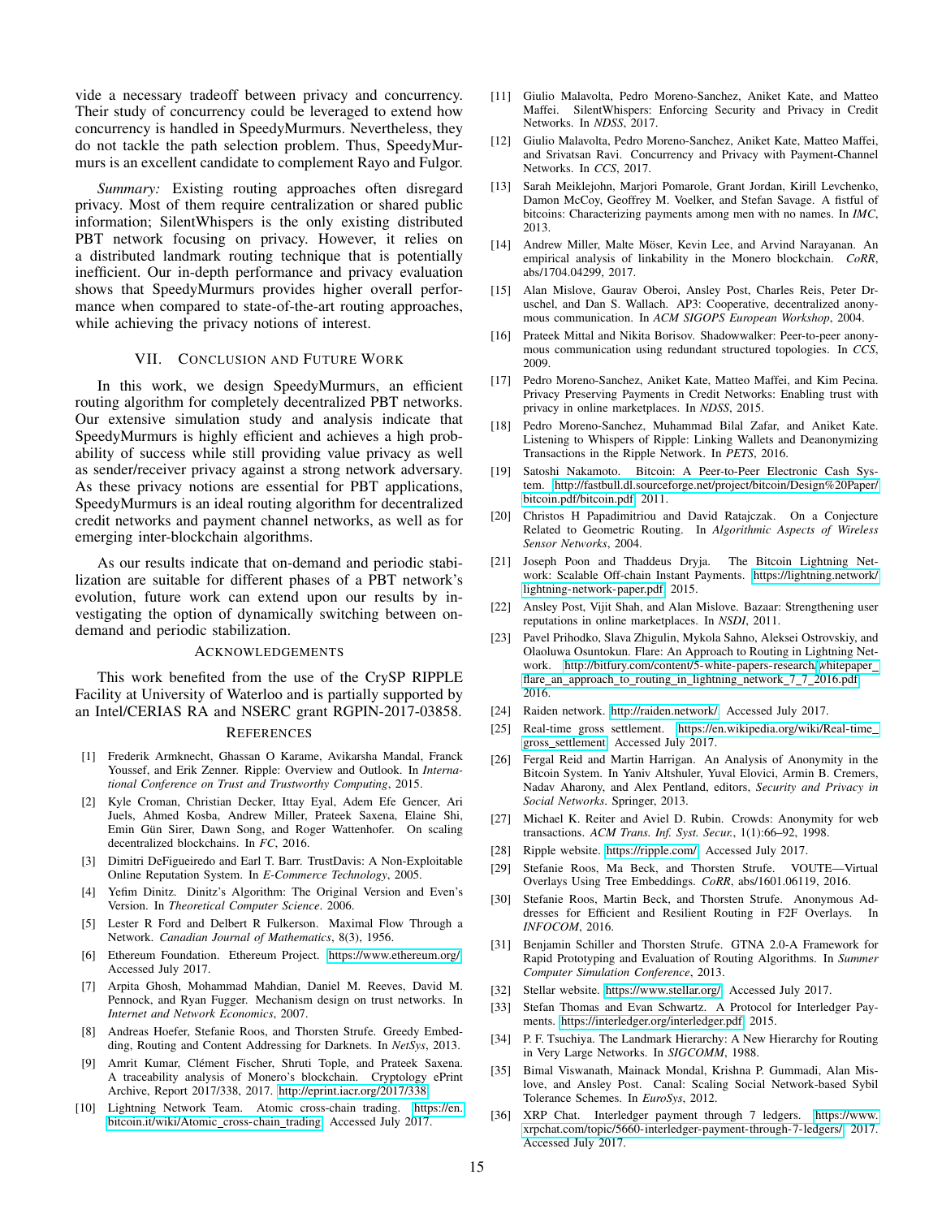vide a necessary tradeoff between privacy and concurrency. Their study of concurrency could be leveraged to extend how concurrency is handled in SpeedyMurmurs. Nevertheless, they do not tackle the path selection problem. Thus, SpeedyMurmurs is an excellent candidate to complement Rayo and Fulgor.

*Summary:* Existing routing approaches often disregard privacy. Most of them require centralization or shared public information; SilentWhispers is the only existing distributed PBT network focusing on privacy. However, it relies on a distributed landmark routing technique that is potentially inefficient. Our in-depth performance and privacy evaluation shows that SpeedyMurmurs provides higher overall performance when compared to state-of-the-art routing approaches, while achieving the privacy notions of interest.

## VII. Conclusion and Future Work

In this work, we design SpeedyMurmurs, an efficient routing algorithm for completely decentralized PBT networks. Our extensive simulation study and analysis indicate that SpeedyMurmurs is highly efficient and achieves a high probability of success while still providing value privacy as well as sender/receiver privacy against a strong network adversary. As these privacy notions are essential for PBT applications, SpeedyMurmurs is an ideal routing algorithm for decentralized credit networks and payment channel networks, as well as for emerging inter-blockchain algorithms.

As our results indicate that on-demand and periodic stabilization are suitable for different phases of a PBT network's evolution, future work can extend upon our results by investigating the option of dynamically switching between on-demand and periodic stabilization.

## Acknowledgements

This work benefited from the use of the CrySP RIPPLE Facility at University of Waterloo and is partially supported by an Intel/CERIAS RA and NSERC grant RGPIN-2017-03858.

## References

[1] Frederik Armknecht, Ghassan O Karame, Avikarsha Mandal, Franck Youssef, and Erik Zenner. Ripple: Overview and Outlook. In *International Conference on Trust and Trustworthy Computing*, 2015.

[2] Kyle Croman, Christian Decker, Ittay Eyal, Adem Efe Gencer, Ari Juels, Ahmed Kosba, Andrew Miller, Prateek Saxena, Elaine Shi, Emin Gün Sirer, Dawn Song, and Roger Wattenhofer. On scaling decentralized blockchains. In *FC*, 2016.

[3] Dimitri DeFigueiredo and Earl T. Barr. TrustDavis: A Non-Exploitable Online Reputation System. In *E-Commerce Technology*, 2005.

[4] Yefim Dinitz. Dinitz's Algorithm: The Original Version and Even's Version. In *Theoretical Computer Science*. 2006.

[5] Lester R Ford and Delbert R Fulkerson. Maximal Flow Through a Network. *Canadian Journal of Mathematics*, 8(3), 1956.

[6] Ethereum Foundation. Ethereum Project. https://www.ethereum.org/ Accessed July 2017.

[7] Arpita Ghosh, Mohammad Mahdian, Daniel M. Reeves, David M. Pennock, and Ryan Fugger. Mechanism design on trust networks. In *Internet and Network Economics*, 2007.

[8] Andreas Hoefer, Stefanie Roos, and Thorsten Strufe. Greedy Embedding, Routing and Content Addressing for Darknets. In *NetSys*, 2013.

[9] Amrit Kumar, Clément Fischer, Shruti Tople, and Prateek Saxena. A traceability analysis of Monero's blockchain. Cryptology ePrint Archive, Report 2017/338, 2017. http://eprint.iacr.org/2017/338.

[10] Lightning Network Team. Atomic cross-chain trading. https://en.bitcoin.it/wiki/Atomic_cross-chain_trading Accessed July 2017.

[11] Giulio Malavolta, Pedro Moreno-Sanchez, Aniket Kate, and Matteo Maffei. SilentWhispers: Enforcing Security and Privacy in Credit Networks. In *NDSS*, 2017.

[12] Giulio Malavolta, Pedro Moreno-Sanchez, Aniket Kate, Matteo Maffei, and Srivatsan Ravi. Concurrency and Privacy with Payment-Channel Networks. In *CCS*, 2017.

[13] Sarah Meiklejohn, Marjori Pomarole, Grant Jordan, Kirill Levchenko, Damon McCoy, Geoffrey M. Voelker, and Stefan Savage. A fistful of bitcoins: Characterizing payments among men with no names. In *IMC*, 2013.

[14] Andrew Miller, Malte Möser, Kevin Lee, and Arvind Narayanan. An empirical analysis of linkability in the Monero blockchain. *CoRR*, abs/1704.04299, 2017.

[15] Alan Mislove, Gaurav Oberoi, Ansley Post, Charles Reis, Peter Druschel, and Dan S. Wallach. AP3: Cooperative, decentralized anonymous communication. In *ACM SIGOPS European Workshop*, 2004.

[16] Prateek Mittal and Nikita Borisov. Shadowwalker: Peer-to-peer anonymous communication using redundant structured topologies. In *CCS*, 2009.

[17] Pedro Moreno-Sanchez, Aniket Kate, Matteo Maffei, and Kim Pecina. Privacy Preserving Payments in Credit Networks: Enabling trust with privacy in online marketplaces. In *NDSS*, 2015.

[18] Pedro Moreno-Sanchez, Muhammad Bilal Zafar, and Aniket Kate. Listening to Whispers of Ripple: Linking Wallets and Deanonymizing Transactions in the Ripple Network. In *PETS*, 2016.

[19] Satoshi Nakamoto. Bitcoin: A Peer-to-Peer Electronic Cash System. http://fastbull.dl.sourceforge.net/project/bitcoin/Design%20Paper/bitcoin.pdf/bitcoin.pdf 2011.

[20] Christos H Papadimitriou and David Ratajczak. On a Conjecture Related to Geometric Routing. In *Algorithmic Aspects of Wireless Sensor Networks*, 2004.

[21] Joseph Poon and Thaddeus Dryja. The Bitcoin Lightning Network: Scalable Off-chain Instant Payments. https://lightning.network/lightning-network-paper.pdf 2015.

[22] Ansley Post, Vijit Shah, and Alan Mislove. Bazaar: Strengthening user reputations in online marketplaces. In *NSDI*, 2011.

[23] Pavel Prihodko, Slava Zhigulin, Mykola Sahno, Aleksei Ostrovskiy, and Olaoluwa Osuntokun. Flare: An Approach to Routing in Lightning Network. http://bitfury.com/content/5-white-papers-research/whitepaper_flare_an_approach_to_routing_in_lightning_network_7_7_2016.pdf 2016.

[24] Raiden network. http://raiden.network/ Accessed July 2017.

[25] Real-time gross settlement. https://en.wikipedia.org/wiki/Real-time_gross_settlement Accessed July 2017.

[26] Fergal Reid and Martin Harrigan. An Analysis of Anonymity in the Bitcoin System. In Yaniv Altshuler, Yuval Elovici, Armin B. Cremers, Nadav Aharony, and Alex Pentland, editors, *Security and Privacy in Social Networks*. Springer, 2013.

[27] Michael K. Reiter and Aviel D. Rubin. Crowds: Anonymity for web transactions. *ACM Trans. Inf. Syst. Secur.*, 1(1):66–92, 1998.

[28] Ripple website. https://ripple.com/ Accessed July 2017.

[29] Stefanie Roos, Ma Beck, and Thorsten Strufe. VOUTE—Virtual Overlays Using Tree Embeddings. *CoRR*, abs/1601.06119, 2016.

[30] Stefanie Roos, Martin Beck, and Thorsten Strufe. Anonymous Addresses for Efficient and Resilient Routing in F2F Overlays. In *INFOCOM*, 2016.

[31] Benjamin Schiller and Thorsten Strufe. GTNA 2.0-A Framework for Rapid Prototyping and Evaluation of Routing Algorithms. In *Summer Computer Simulation Conference*, 2013.

[32] Stellar website. https://www.stellar.org/ Accessed July 2017.

[33] Stefan Thomas and Evan Schwartz. A Protocol for Interledger Payments. https://interledger.org/interledger.pdf 2015.

[34] P. F. Tsuchiya. The Landmark Hierarchy: A New Hierarchy for Routing in Very Large Networks. In *SIGCOMM*, 1988.

[35] Bimal Viswanath, Mainack Mondal, Krishna P. Gummadi, Alan Mislove, and Ansley Post. Canal: Scaling Social Network-based Sybil Tolerance Schemes. In *EuroSys*, 2012.

[36] XRP Chat. Interledger payment through 7 ledgers. https://www.xrpchat.com/topic/5660-interledger-payment-through-7-ledgers/ 2017. Accessed July 2017.